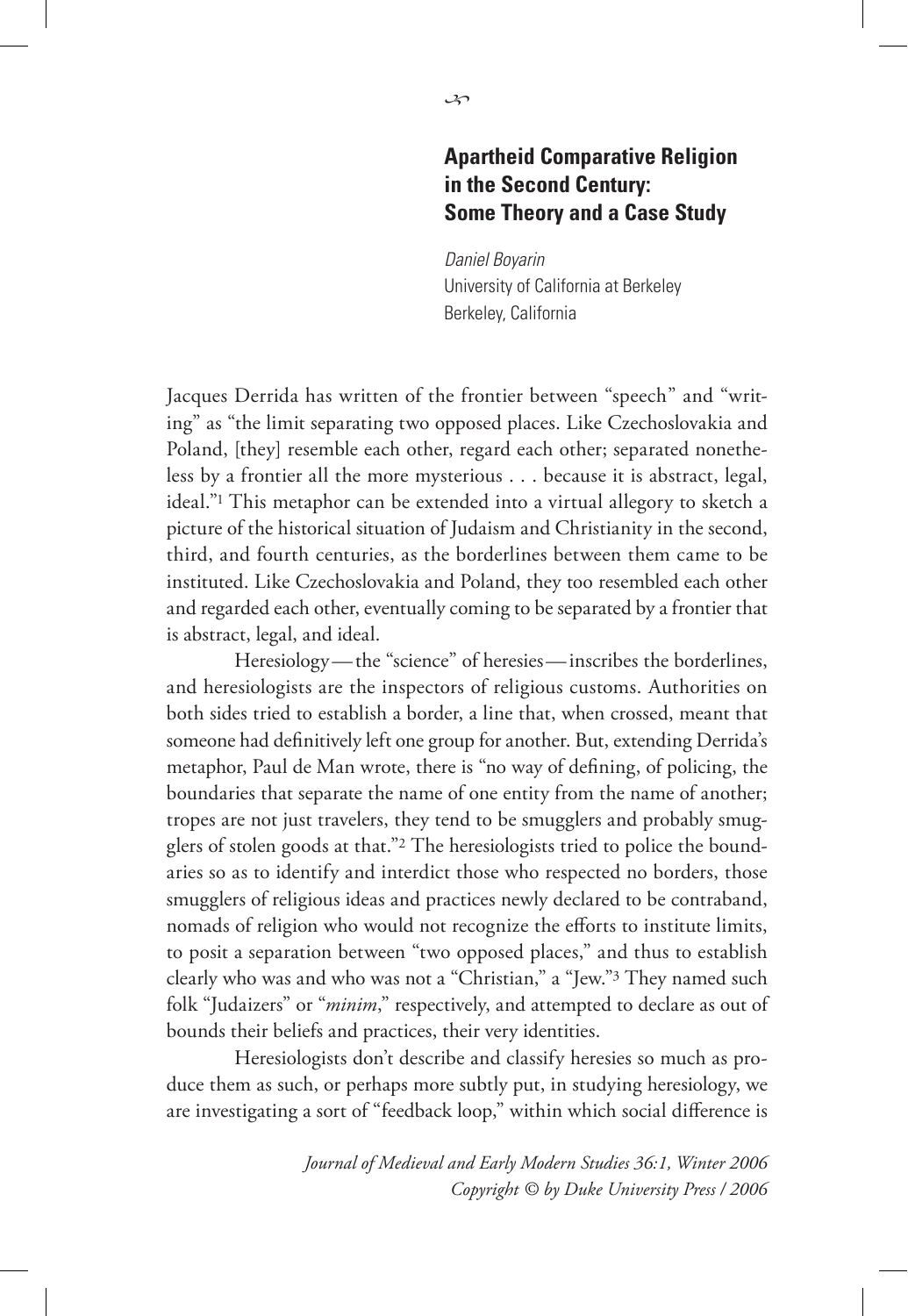# Apartheid Comparative Religion in the Second Century: Some Theory and a Case Study

*Daniel Boyarin*
University of California at Berkeley
Berkeley, California

Jacques Derrida has written of the frontier between "speech" and "writing" as "the limit separating two opposed places. Like Czechoslovakia and Poland, [they] resemble each other, regard each other; separated nonetheless by a frontier all the more mysterious . . . because it is abstract, legal, ideal."[1] This metaphor can be extended into a virtual allegory to sketch a picture of the historical situation of Judaism and Christianity in the second, third, and fourth centuries, as the borderlines between them came to be instituted. Like Czechoslovakia and Poland, they too resembled each other and regarded each other, eventually coming to be separated by a frontier that is abstract, legal, and ideal.

Heresiology — the "science" of heresies — inscribes the borderlines, and heresiologists are the inspectors of religious customs. Authorities on both sides tried to establish a border, a line that, when crossed, meant that someone had definitively left one group for another. But, extending Derrida's metaphor, Paul de Man wrote, there is "no way of defining, of policing, the boundaries that separate the name of one entity from the name of another; tropes are not just travelers, they tend to be smugglers and probably smugglers of stolen goods at that."[2] The heresiologists tried to police the boundaries so as to identify and interdict those who respected no borders, those smugglers of religious ideas and practices newly declared to be contraband, nomads of religion who would not recognize the efforts to institute limits, to posit a separation between "two opposed places," and thus to establish clearly who was and who was not a "Christian," a "Jew."[3] They named such folk "Judaizers" or "*minim*," respectively, and attempted to declare as out of bounds their beliefs and practices, their very identities.

Heresiologists don't describe and classify heresies so much as produce them as such, or perhaps more subtly put, in studying heresiology, we are investigating a sort of "feedback loop," within which social difference is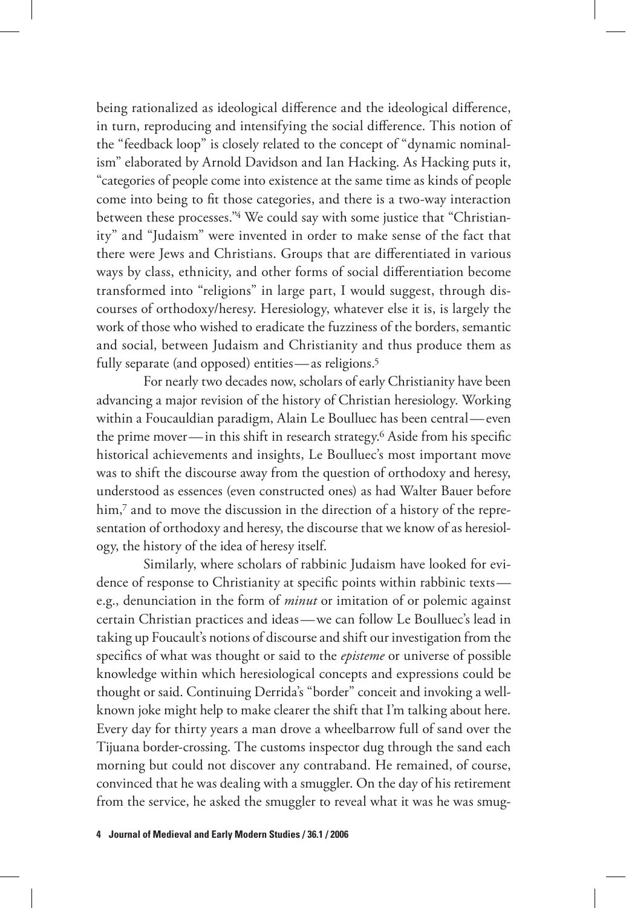being rationalized as ideological difference and the ideological difference, in turn, reproducing and intensifying the social difference. This notion of the "feedback loop" is closely related to the concept of "dynamic nominalism" elaborated by Arnold Davidson and Ian Hacking. As Hacking puts it, "categories of people come into existence at the same time as kinds of people come into being to fit those categories, and there is a two-way interaction between these processes."[4] We could say with some justice that "Christianity" and "Judaism" were invented in order to make sense of the fact that there were Jews and Christians. Groups that are differentiated in various ways by class, ethnicity, and other forms of social differentiation become transformed into "religions" in large part, I would suggest, through discourses of orthodoxy/heresy. Heresiology, whatever else it is, is largely the work of those who wished to eradicate the fuzziness of the borders, semantic and social, between Judaism and Christianity and thus produce them as fully separate (and opposed) entities—as religions.[5]

For nearly two decades now, scholars of early Christianity have been advancing a major revision of the history of Christian heresiology. Working within a Foucauldian paradigm, Alain Le Boulluec has been central—even the prime mover—in this shift in research strategy.[6] Aside from his specific historical achievements and insights, Le Boulluec's most important move was to shift the discourse away from the question of orthodoxy and heresy, understood as essences (even constructed ones) as had Walter Bauer before him,[7] and to move the discussion in the direction of a history of the representation of orthodoxy and heresy, the discourse that we know of as heresiology, the history of the idea of heresy itself.

Similarly, where scholars of rabbinic Judaism have looked for evidence of response to Christianity at specific points within rabbinic texts—e.g., denunciation in the form of *minut* or imitation of or polemic against certain Christian practices and ideas—we can follow Le Boulluec's lead in taking up Foucault's notions of discourse and shift our investigation from the specifics of what was thought or said to the *episteme* or universe of possible knowledge within which heresiological concepts and expressions could be thought or said. Continuing Derrida's "border" conceit and invoking a well-known joke might help to make clearer the shift that I'm talking about here. Every day for thirty years a man drove a wheelbarrow full of sand over the Tijuana border-crossing. The customs inspector dug through the sand each morning but could not discover any contraband. He remained, of course, convinced that he was dealing with a smuggler. On the day of his retirement from the service, he asked the smuggler to reveal what it was he was smug-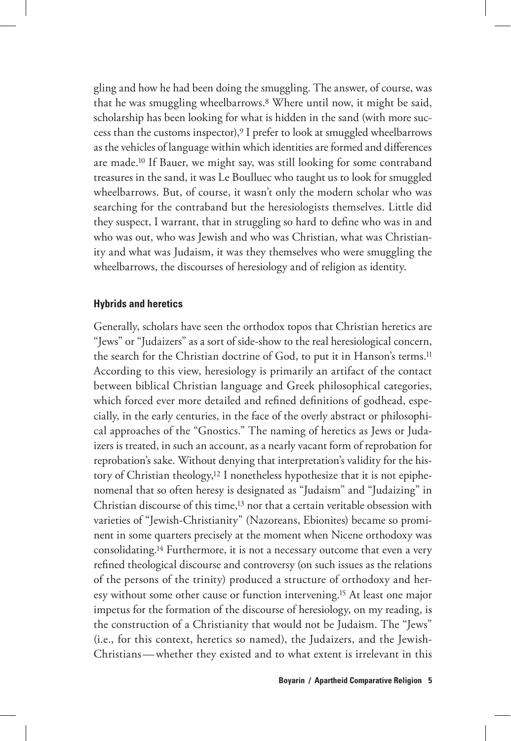gling and how he had been doing the smuggling. The answer, of course, was that he was smuggling wheelbarrows.[8] Where until now, it might be said, scholarship has been looking for what is hidden in the sand (with more success than the customs inspector),[9] I prefer to look at smuggled wheelbarrows as the vehicles of language within which identities are formed and differences are made.[10] If Bauer, we might say, was still looking for some contraband treasures in the sand, it was Le Boulluec who taught us to look for smuggled wheelbarrows. But, of course, it wasn't only the modern scholar who was searching for the contraband but the heresiologists themselves. Little did they suspect, I warrant, that in struggling so hard to define who was in and who was out, who was Jewish and who was Christian, what was Christianity and what was Judaism, it was they themselves who were smuggling the wheelbarrows, the discourses of heresiology and of religion as identity.

## Hybrids and heretics

Generally, scholars have seen the orthodox topos that Christian heretics are "Jews" or "Judaizers" as a sort of side-show to the real heresiological concern, the search for the Christian doctrine of God, to put it in Hanson's terms.[11] According to this view, heresiology is primarily an artifact of the contact between biblical Christian language and Greek philosophical categories, which forced ever more detailed and refined definitions of godhead, especially, in the early centuries, in the face of the overly abstract or philosophical approaches of the "Gnostics." The naming of heretics as Jews or Judaizers is treated, in such an account, as a nearly vacant form of reprobation for reprobation's sake. Without denying that interpretation's validity for the history of Christian theology,[12] I nonetheless hypothesize that it is not epiphenomenal that so often heresy is designated as "Judaism" and "Judaizing" in Christian discourse of this time,[13] nor that a certain veritable obsession with varieties of "Jewish-Christianity" (Nazoreans, Ebionites) became so prominent in some quarters precisely at the moment when Nicene orthodoxy was consolidating.[14] Furthermore, it is not a necessary outcome that even a very refined theological discourse and controversy (on such issues as the relations of the persons of the trinity) produced a structure of orthodoxy and heresy without some other cause or function intervening.[15] At least one major impetus for the formation of the discourse of heresiology, on my reading, is the construction of a Christianity that would not be Judaism. The "Jews" (i.e., for this context, heretics so named), the Judaizers, and the Jewish-Christians — whether they existed and to what extent is irrelevant in this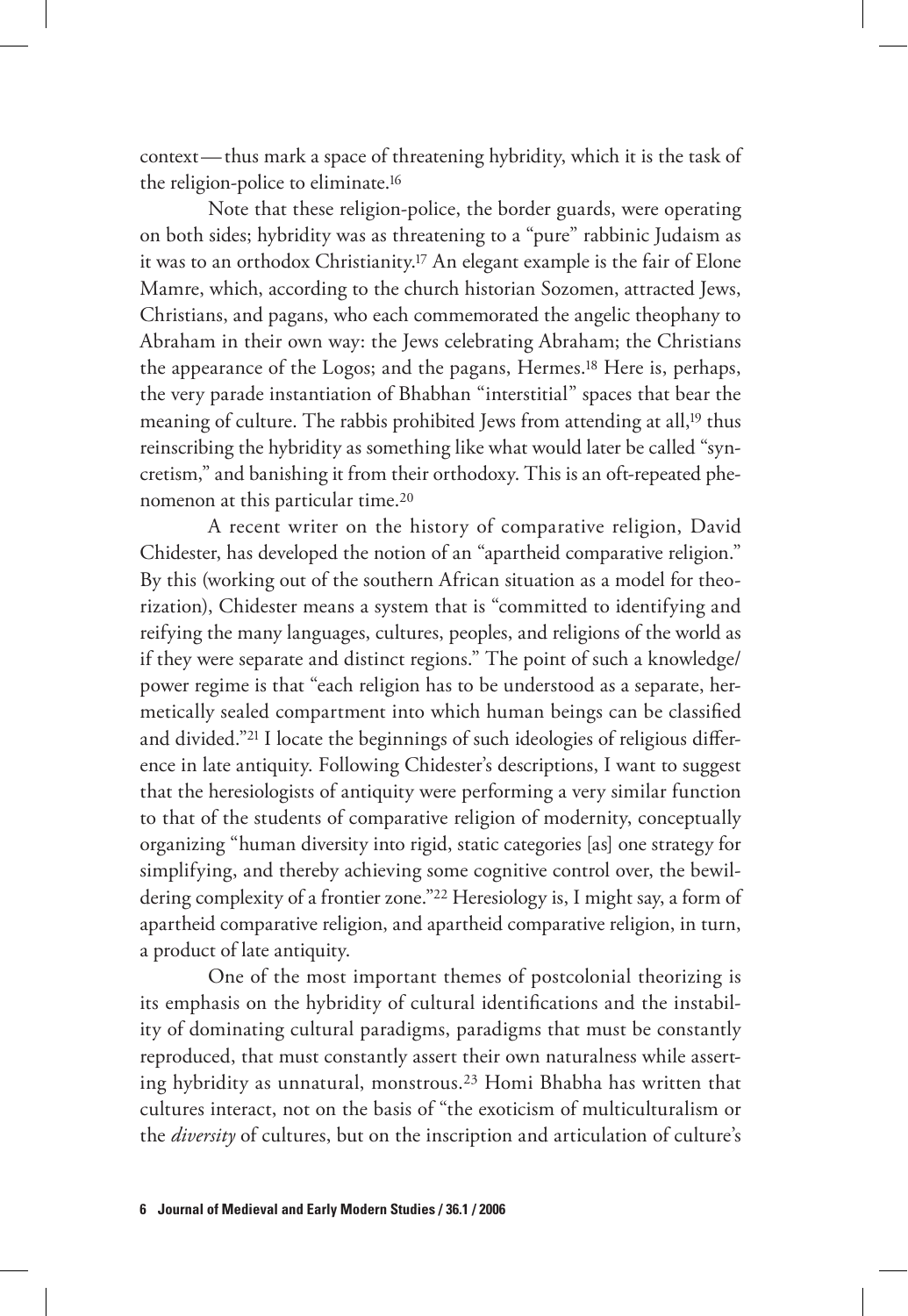context — thus mark a space of threatening hybridity, which it is the task of the religion-police to eliminate.[16]

Note that these religion-police, the border guards, were operating on both sides; hybridity was as threatening to a "pure" rabbinic Judaism as it was to an orthodox Christianity.[17] An elegant example is the fair of Elone Mamre, which, according to the church historian Sozomen, attracted Jews, Christians, and pagans, who each commemorated the angelic theophany to Abraham in their own way: the Jews celebrating Abraham; the Christians the appearance of the Logos; and the pagans, Hermes.[18] Here is, perhaps, the very parade instantiation of Bhabhan "interstitial" spaces that bear the meaning of culture. The rabbis prohibited Jews from attending at all,[19] thus reinscribing the hybridity as something like what would later be called "syncretism," and banishing it from their orthodoxy. This is an oft-repeated phenomenon at this particular time.[20]

A recent writer on the history of comparative religion, David Chidester, has developed the notion of an "apartheid comparative religion." By this (working out of the southern African situation as a model for theorization), Chidester means a system that is "committed to identifying and reifying the many languages, cultures, peoples, and religions of the world as if they were separate and distinct regions." The point of such a knowledge/power regime is that "each religion has to be understood as a separate, hermetically sealed compartment into which human beings can be classified and divided."[21] I locate the beginnings of such ideologies of religious difference in late antiquity. Following Chidester's descriptions, I want to suggest that the heresiologists of antiquity were performing a very similar function to that of the students of comparative religion of modernity, conceptually organizing "human diversity into rigid, static categories [as] one strategy for simplifying, and thereby achieving some cognitive control over, the bewildering complexity of a frontier zone."[22] Heresiology is, I might say, a form of apartheid comparative religion, and apartheid comparative religion, in turn, a product of late antiquity.

One of the most important themes of postcolonial theorizing is its emphasis on the hybridity of cultural identifications and the instability of dominating cultural paradigms, paradigms that must be constantly reproduced, that must constantly assert their own naturalness while asserting hybridity as unnatural, monstrous.[23] Homi Bhabha has written that cultures interact, not on the basis of "the exoticism of multiculturalism or the *diversity* of cultures, but on the inscription and articulation of culture's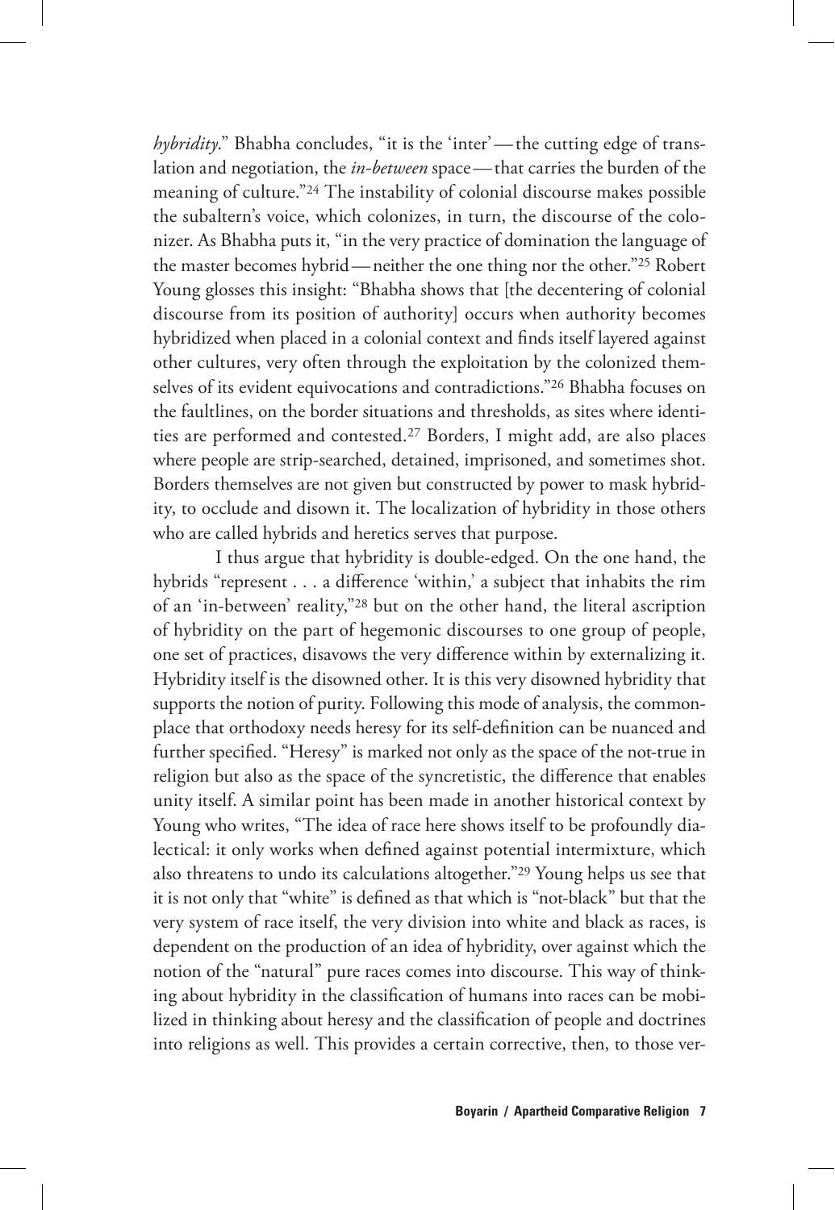*hybridity*." Bhabha concludes, "it is the 'inter'—the cutting edge of translation and negotiation, the *in-between* space—that carries the burden of the meaning of culture."[24] The instability of colonial discourse makes possible the subaltern's voice, which colonizes, in turn, the discourse of the colonizer. As Bhabha puts it, "in the very practice of domination the language of the master becomes hybrid—neither the one thing nor the other."[25] Robert Young glosses this insight: "Bhabha shows that [the decentering of colonial discourse from its position of authority] occurs when authority becomes hybridized when placed in a colonial context and finds itself layered against other cultures, very often through the exploitation by the colonized themselves of its evident equivocations and contradictions."[26] Bhabha focuses on the faultlines, on the border situations and thresholds, as sites where identities are performed and contested.[27] Borders, I might add, are also places where people are strip-searched, detained, imprisoned, and sometimes shot. Borders themselves are not given but constructed by power to mask hybridity, to occlude and disown it. The localization of hybridity in those others who are called hybrids and heretics serves that purpose.

I thus argue that hybridity is double-edged. On the one hand, the hybrids "represent . . . a difference 'within,' a subject that inhabits the rim of an 'in-between' reality,"[28] but on the other hand, the literal ascription of hybridity on the part of hegemonic discourses to one group of people, one set of practices, disavows the very difference within by externalizing it. Hybridity itself is the disowned other. It is this very disowned hybridity that supports the notion of purity. Following this mode of analysis, the commonplace that orthodoxy needs heresy for its self-definition can be nuanced and further specified. "Heresy" is marked not only as the space of the not-true in religion but also as the space of the syncretistic, the difference that enables unity itself. A similar point has been made in another historical context by Young who writes, "The idea of race here shows itself to be profoundly dialectical: it only works when defined against potential intermixture, which also threatens to undo its calculations altogether."[29] Young helps us see that it is not only that "white" is defined as that which is "not-black" but that the very system of race itself, the very division into white and black as races, is dependent on the production of an idea of hybridity, over against which the notion of the "natural" pure races comes into discourse. This way of thinking about hybridity in the classification of humans into races can be mobilized in thinking about heresy and the classification of people and doctrines into religions as well. This provides a certain corrective, then, to those ver-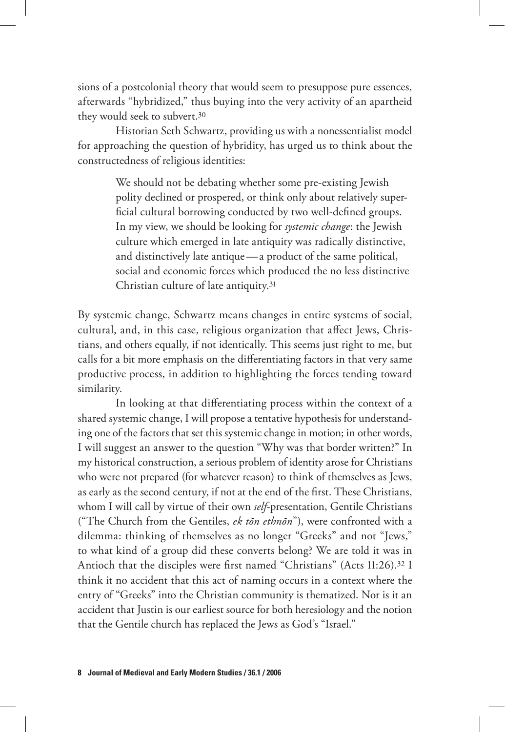sions of a postcolonial theory that would seem to presuppose pure essences, afterwards "hybridized," thus buying into the very activity of an apartheid they would seek to subvert.[30]

Historian Seth Schwartz, providing us with a nonessentialist model for approaching the question of hybridity, has urged us to think about the constructedness of religious identities:

> We should not be debating whether some pre-existing Jewish polity declined or prospered, or think only about relatively superficial cultural borrowing conducted by two well-defined groups. In my view, we should be looking for *systemic change*: the Jewish culture which emerged in late antiquity was radically distinctive, and distinctively late antique—a product of the same political, social and economic forces which produced the no less distinctive Christian culture of late antiquity.[31]

By systemic change, Schwartz means changes in entire systems of social, cultural, and, in this case, religious organization that affect Jews, Christians, and others equally, if not identically. This seems just right to me, but calls for a bit more emphasis on the differentiating factors in that very same productive process, in addition to highlighting the forces tending toward similarity.

In looking at that differentiating process within the context of a shared systemic change, I will propose a tentative hypothesis for understanding one of the factors that set this systemic change in motion; in other words, I will suggest an answer to the question "Why was that border written?" In my historical construction, a serious problem of identity arose for Christians who were not prepared (for whatever reason) to think of themselves as Jews, as early as the second century, if not at the end of the first. These Christians, whom I will call by virtue of their own *self*-presentation, Gentile Christians ("The Church from the Gentiles, *ek tōn ethnōn*"), were confronted with a dilemma: thinking of themselves as no longer "Greeks" and not "Jews," to what kind of a group did these converts belong? We are told it was in Antioch that the disciples were first named "Christians" (Acts 11:26).[32] I think it no accident that this act of naming occurs in a context where the entry of "Greeks" into the Christian community is thematized. Nor is it an accident that Justin is our earliest source for both heresiology and the notion that the Gentile church has replaced the Jews as God's "Israel."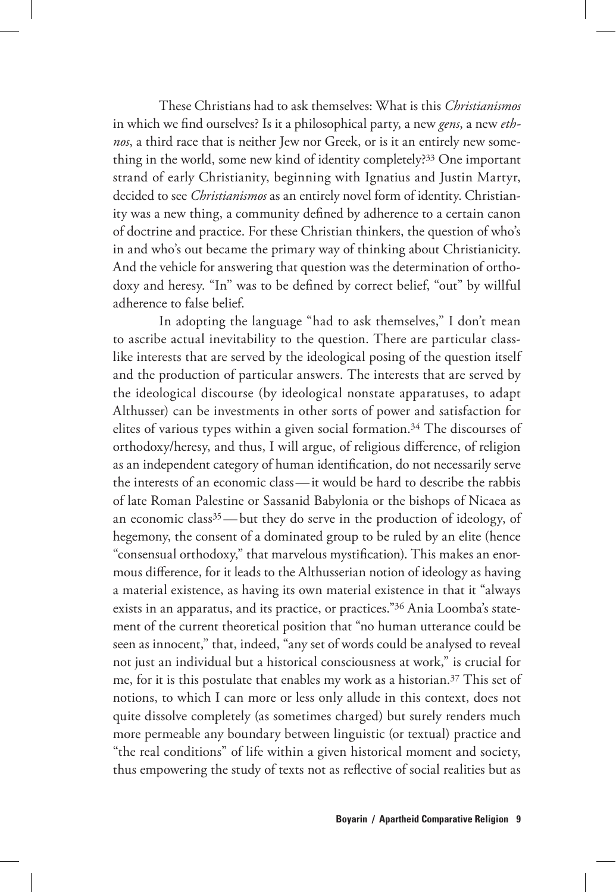These Christians had to ask themselves: What is this *Christianismos* in which we find ourselves? Is it a philosophical party, a new *gens*, a new *ethnos*, a third race that is neither Jew nor Greek, or is it an entirely new something in the world, some new kind of identity completely?[33] One important strand of early Christianity, beginning with Ignatius and Justin Martyr, decided to see *Christianismos* as an entirely novel form of identity. Christianity was a new thing, a community defined by adherence to a certain canon of doctrine and practice. For these Christian thinkers, the question of who's in and who's out became the primary way of thinking about Christianicity. And the vehicle for answering that question was the determination of orthodoxy and heresy. "In" was to be defined by correct belief, "out" by willful adherence to false belief.

In adopting the language "had to ask themselves," I don't mean to ascribe actual inevitability to the question. There are particular class-like interests that are served by the ideological posing of the question itself and the production of particular answers. The interests that are served by the ideological discourse (by ideological nonstate apparatuses, to adapt Althusser) can be investments in other sorts of power and satisfaction for elites of various types within a given social formation.[34] The discourses of orthodoxy/heresy, and thus, I will argue, of religious difference, of religion as an independent category of human identification, do not necessarily serve the interests of an economic class—it would be hard to describe the rabbis of late Roman Palestine or Sassanid Babylonia or the bishops of Nicaea as an economic class[35]—but they do serve in the production of ideology, of hegemony, the consent of a dominated group to be ruled by an elite (hence "consensual orthodoxy," that marvelous mystification). This makes an enormous difference, for it leads to the Althusserian notion of ideology as having a material existence, as having its own material existence in that it "always exists in an apparatus, and its practice, or practices."[36] Ania Loomba's statement of the current theoretical position that "no human utterance could be seen as innocent," that, indeed, "any set of words could be analysed to reveal not just an individual but a historical consciousness at work," is crucial for me, for it is this postulate that enables my work as a historian.[37] This set of notions, to which I can more or less only allude in this context, does not quite dissolve completely (as sometimes charged) but surely renders much more permeable any boundary between linguistic (or textual) practice and "the real conditions" of life within a given historical moment and society, thus empowering the study of texts not as reflective of social realities but as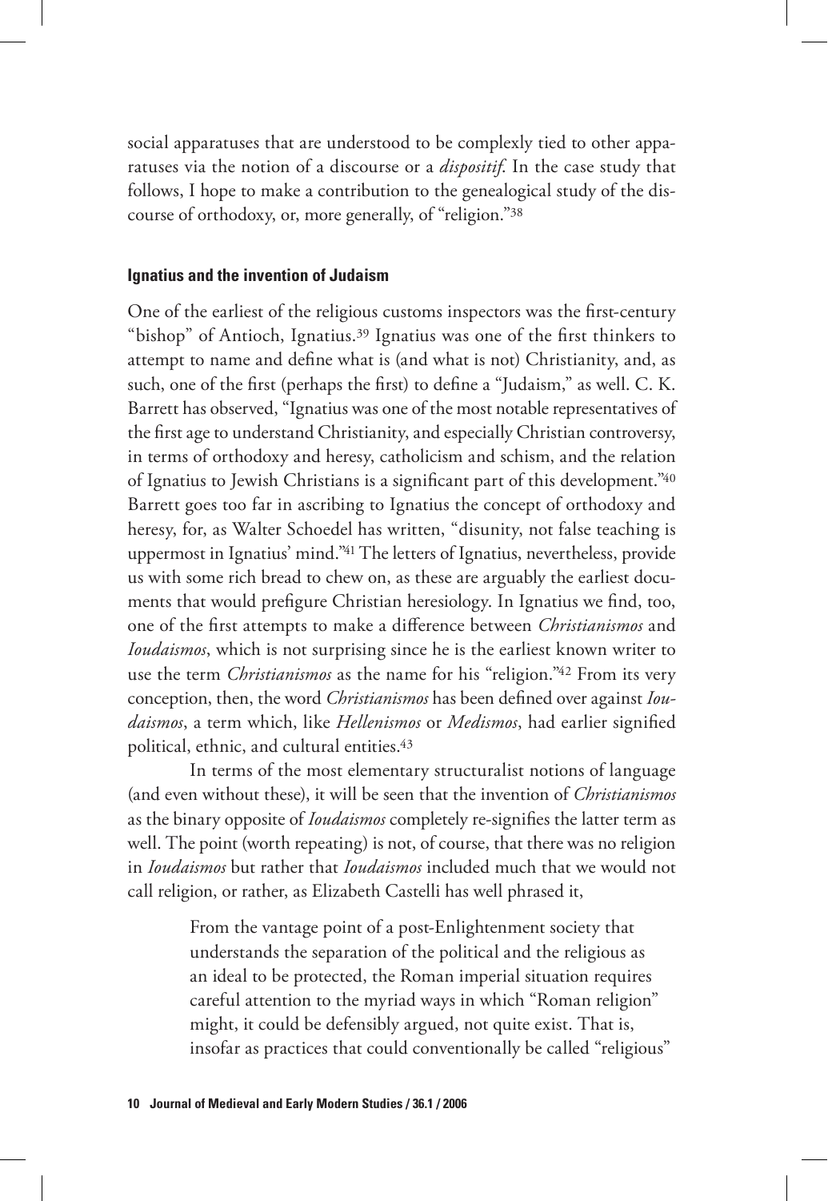social apparatuses that are understood to be complexly tied to other apparatuses via the notion of a discourse or a *dispositif*. In the case study that follows, I hope to make a contribution to the genealogical study of the discourse of orthodoxy, or, more generally, of "religion."[38]

### Ignatius and the invention of Judaism

One of the earliest of the religious customs inspectors was the first-century "bishop" of Antioch, Ignatius.[39] Ignatius was one of the first thinkers to attempt to name and define what is (and what is not) Christianity, and, as such, one of the first (perhaps the first) to define a "Judaism," as well. C. K. Barrett has observed, "Ignatius was one of the most notable representatives of the first age to understand Christianity, and especially Christian controversy, in terms of orthodoxy and heresy, catholicism and schism, and the relation of Ignatius to Jewish Christians is a significant part of this development."[40] Barrett goes too far in ascribing to Ignatius the concept of orthodoxy and heresy, for, as Walter Schoedel has written, "disunity, not false teaching is uppermost in Ignatius' mind."[41] The letters of Ignatius, nevertheless, provide us with some rich bread to chew on, as these are arguably the earliest documents that would prefigure Christian heresiology. In Ignatius we find, too, one of the first attempts to make a difference between *Christianismos* and *Ioudaismos*, which is not surprising since he is the earliest known writer to use the term *Christianismos* as the name for his "religion."[42] From its very conception, then, the word *Christianismos* has been defined over against *Ioudaismos*, a term which, like *Hellenismos* or *Medismos*, had earlier signified political, ethnic, and cultural entities.[43]

In terms of the most elementary structuralist notions of language (and even without these), it will be seen that the invention of *Christianismos* as the binary opposite of *Ioudaismos* completely re-signifies the latter term as well. The point (worth repeating) is not, of course, that there was no religion in *Ioudaismos* but rather that *Ioudaismos* included much that we would not call religion, or rather, as Elizabeth Castelli has well phrased it,

> From the vantage point of a post-Enlightenment society that understands the separation of the political and the religious as an ideal to be protected, the Roman imperial situation requires careful attention to the myriad ways in which "Roman religion" might, it could be defensibly argued, not quite exist. That is, insofar as practices that could conventionally be called "religious"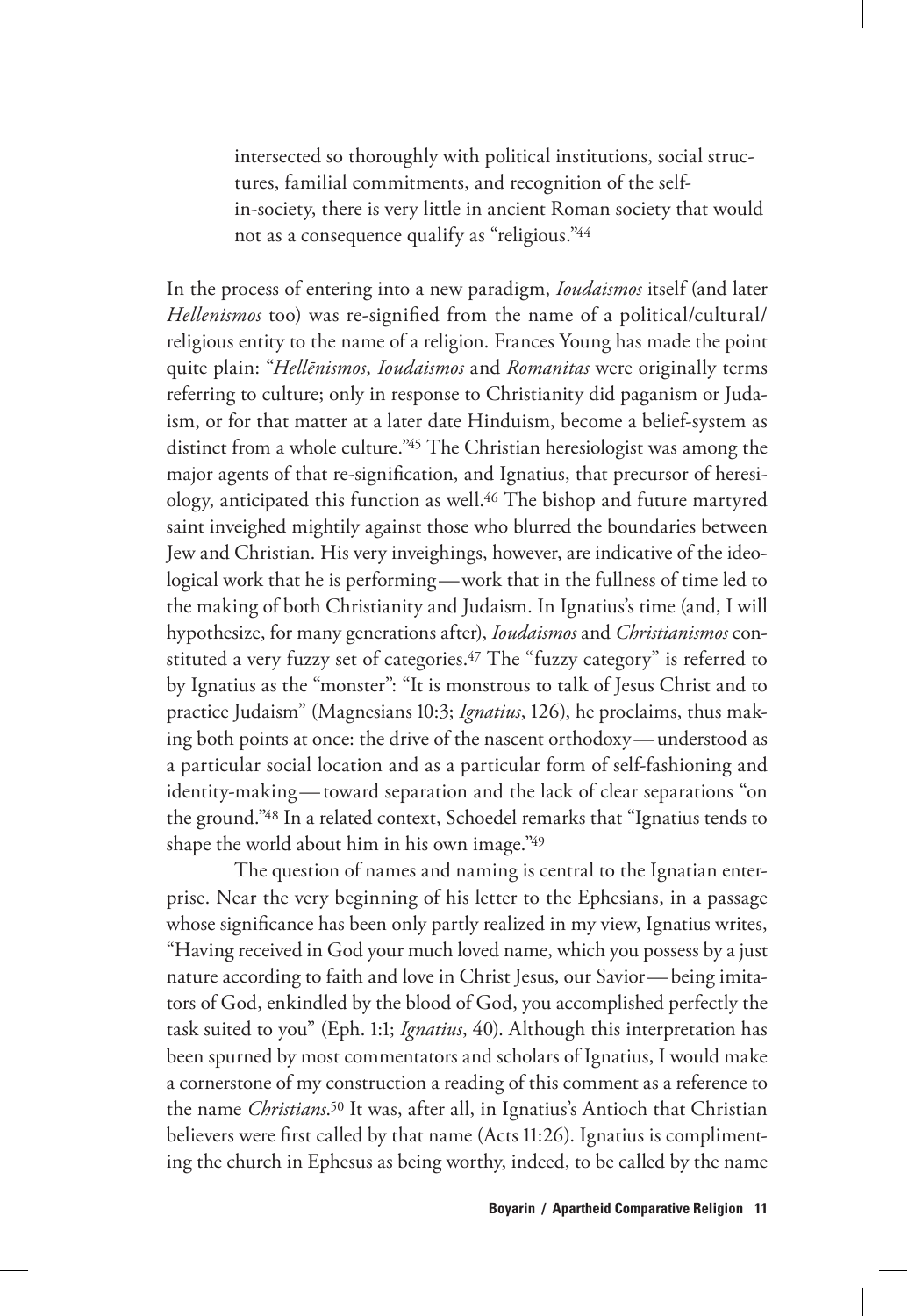> intersected so thoroughly with political institutions, social structures, familial commitments, and recognition of the self-in-society, there is very little in ancient Roman society that would not as a consequence qualify as "religious."[44]

In the process of entering into a new paradigm, *Ioudaismos* itself (and later *Hellenismos* too) was re-signified from the name of a political/cultural/religious entity to the name of a religion. Frances Young has made the point quite plain: "*Hellēnismos*, *Ioudaismos* and *Romanitas* were originally terms referring to culture; only in response to Christianity did paganism or Judaism, or for that matter at a later date Hinduism, become a belief-system as distinct from a whole culture."[45] The Christian heresiologist was among the major agents of that re-signification, and Ignatius, that precursor of heresiology, anticipated this function as well.[46] The bishop and future martyred saint inveighed mightily against those who blurred the boundaries between Jew and Christian. His very inveighings, however, are indicative of the ideological work that he is performing — work that in the fullness of time led to the making of both Christianity and Judaism. In Ignatius's time (and, I will hypothesize, for many generations after), *Ioudaismos* and *Christianismos* constituted a very fuzzy set of categories.[47] The "fuzzy category" is referred to by Ignatius as the "monster": "It is monstrous to talk of Jesus Christ and to practice Judaism" (Magnesians 10:3; *Ignatius*, 126), he proclaims, thus making both points at once: the drive of the nascent orthodoxy — understood as a particular social location and as a particular form of self-fashioning and identity-making — toward separation and the lack of clear separations "on the ground."[48] In a related context, Schoedel remarks that "Ignatius tends to shape the world about him in his own image."[49]

The question of names and naming is central to the Ignatian enterprise. Near the very beginning of his letter to the Ephesians, in a passage whose significance has been only partly realized in my view, Ignatius writes, "Having received in God your much loved name, which you possess by a just nature according to faith and love in Christ Jesus, our Savior — being imitators of God, enkindled by the blood of God, you accomplished perfectly the task suited to you" (Eph. 1:1; *Ignatius*, 40). Although this interpretation has been spurned by most commentators and scholars of Ignatius, I would make a cornerstone of my construction a reading of this comment as a reference to the name *Christians*.[50] It was, after all, in Ignatius's Antioch that Christian believers were first called by that name (Acts 11:26). Ignatius is complimenting the church in Ephesus as being worthy, indeed, to be called by the name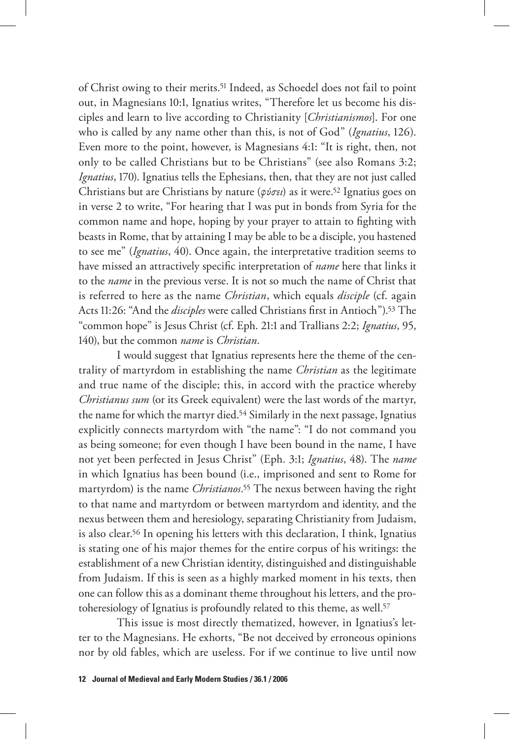of Christ owing to their merits.[51] Indeed, as Schoedel does not fail to point out, in Magnesians 10:1, Ignatius writes, "Therefore let us become his disciples and learn to live according to Christianity [*Christianismos*]. For one who is called by any name other than this, is not of God" (*Ignatius*, 126). Even more to the point, however, is Magnesians 4:1: "It is right, then, not only to be called Christians but to be Christians" (see also Romans 3:2; *Ignatius*, 170). Ignatius tells the Ephesians, then, that they are not just called Christians but are Christians by nature (*φύσει*) as it were.[52] Ignatius goes on in verse 2 to write, "For hearing that I was put in bonds from Syria for the common name and hope, hoping by your prayer to attain to fighting with beasts in Rome, that by attaining I may be able to be a disciple, you hastened to see me" (*Ignatius*, 40). Once again, the interpretative tradition seems to have missed an attractively specific interpretation of *name* here that links it to the *name* in the previous verse. It is not so much the name of Christ that is referred to here as the name *Christian*, which equals *disciple* (cf. again Acts 11:26: "And the *disciples* were called Christians first in Antioch").[53] The "common hope" is Jesus Christ (cf. Eph. 21:1 and Trallians 2:2; *Ignatius*, 95, 140), but the common *name* is *Christian*.

I would suggest that Ignatius represents here the theme of the centrality of martyrdom in establishing the name *Christian* as the legitimate and true name of the disciple; this, in accord with the practice whereby *Christianus sum* (or its Greek equivalent) were the last words of the martyr, the name for which the martyr died.[54] Similarly in the next passage, Ignatius explicitly connects martyrdom with "the name": "I do not command you as being someone; for even though I have been bound in the name, I have not yet been perfected in Jesus Christ" (Eph. 3:1; *Ignatius*, 48). The *name* in which Ignatius has been bound (i.e., imprisoned and sent to Rome for martyrdom) is the name *Christianos*.[55] The nexus between having the right to that name and martyrdom or between martyrdom and identity, and the nexus between them and heresiology, separating Christianity from Judaism, is also clear.[56] In opening his letters with this declaration, I think, Ignatius is stating one of his major themes for the entire corpus of his writings: the establishment of a new Christian identity, distinguished and distinguishable from Judaism. If this is seen as a highly marked moment in his texts, then one can follow this as a dominant theme throughout his letters, and the protoheresiology of Ignatius is profoundly related to this theme, as well.[57]

This issue is most directly thematized, however, in Ignatius's letter to the Magnesians. He exhorts, "Be not deceived by erroneous opinions nor by old fables, which are useless. For if we continue to live until now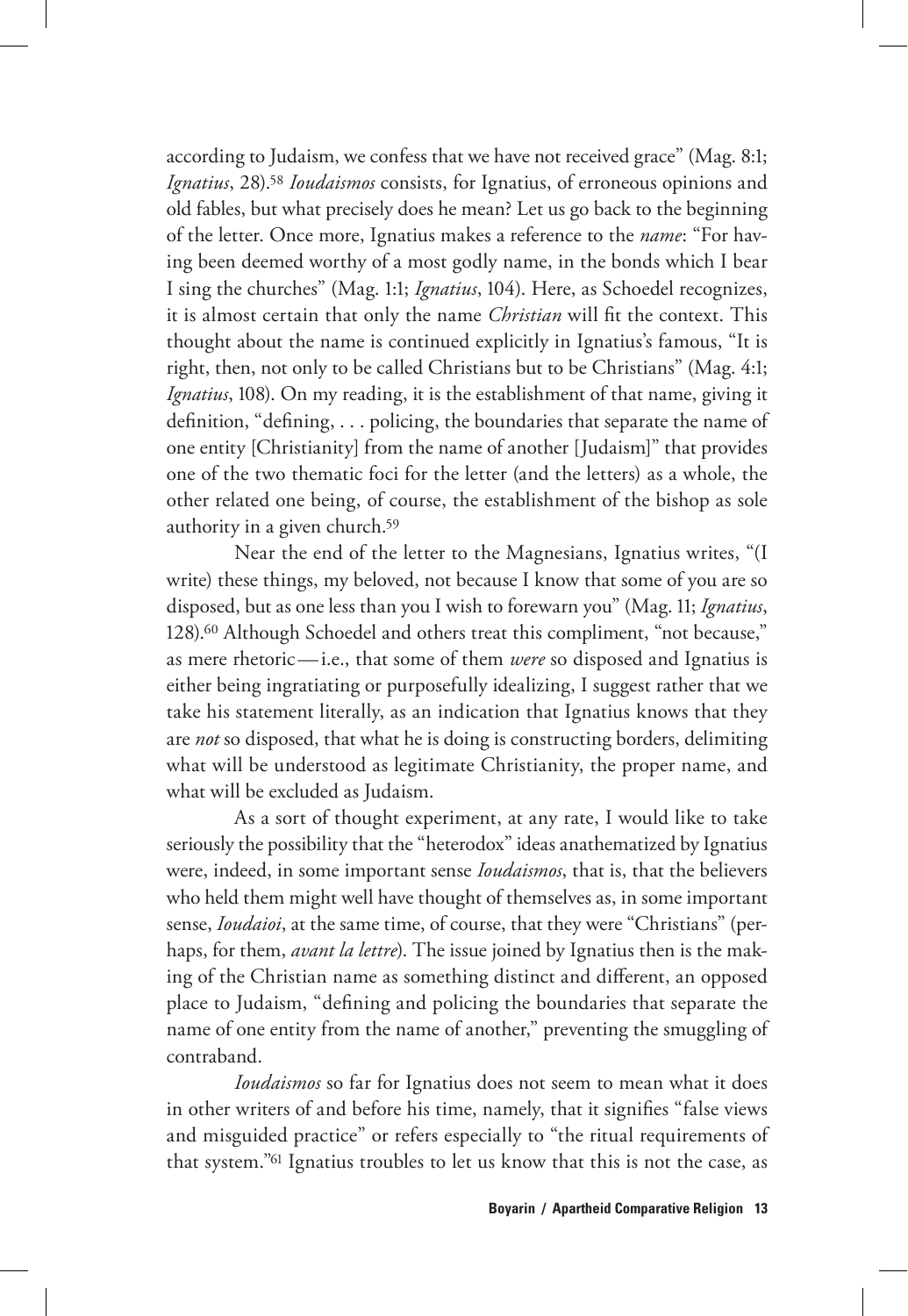according to Judaism, we confess that we have not received grace" (Mag. 8:1; *Ignatius*, 28).[58] *Ioudaismos* consists, for Ignatius, of erroneous opinions and old fables, but what precisely does he mean? Let us go back to the beginning of the letter. Once more, Ignatius makes a reference to the *name*: "For having been deemed worthy of a most godly name, in the bonds which I bear I sing the churches" (Mag. 1:1; *Ignatius*, 104). Here, as Schoedel recognizes, it is almost certain that only the name *Christian* will fit the context. This thought about the name is continued explicitly in Ignatius's famous, "It is right, then, not only to be called Christians but to be Christians" (Mag. 4:1; *Ignatius*, 108). On my reading, it is the establishment of that name, giving it definition, "defining, . . . policing, the boundaries that separate the name of one entity [Christianity] from the name of another [Judaism]" that provides one of the two thematic foci for the letter (and the letters) as a whole, the other related one being, of course, the establishment of the bishop as sole authority in a given church.[59]

Near the end of the letter to the Magnesians, Ignatius writes, "(I write) these things, my beloved, not because I know that some of you are so disposed, but as one less than you I wish to forewarn you" (Mag. 11; *Ignatius*, 128).[60] Although Schoedel and others treat this compliment, "not because," as mere rhetoric—i.e., that some of them *were* so disposed and Ignatius is either being ingratiating or purposefully idealizing, I suggest rather that we take his statement literally, as an indication that Ignatius knows that they are *not* so disposed, that what he is doing is constructing borders, delimiting what will be understood as legitimate Christianity, the proper name, and what will be excluded as Judaism.

As a sort of thought experiment, at any rate, I would like to take seriously the possibility that the "heterodox" ideas anathematized by Ignatius were, indeed, in some important sense *Ioudaismos*, that is, that the believers who held them might well have thought of themselves as, in some important sense, *Ioudaioi*, at the same time, of course, that they were "Christians" (perhaps, for them, *avant la lettre*). The issue joined by Ignatius then is the making of the Christian name as something distinct and different, an opposed place to Judaism, "defining and policing the boundaries that separate the name of one entity from the name of another," preventing the smuggling of contraband.

*Ioudaismos* so far for Ignatius does not seem to mean what it does in other writers of and before his time, namely, that it signifies "false views and misguided practice" or refers especially to "the ritual requirements of that system."[61] Ignatius troubles to let us know that this is not the case, as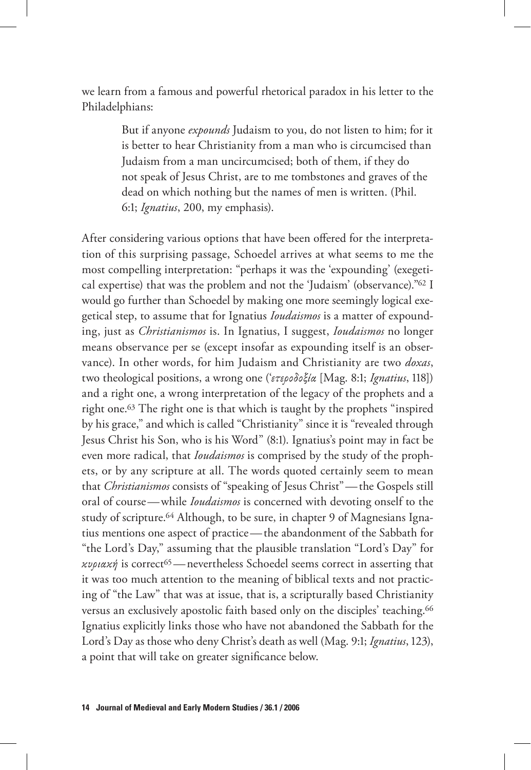we learn from a famous and powerful rhetorical paradox in his letter to the Philadelphians:

> But if anyone *expounds* Judaism to you, do not listen to him; for it is better to hear Christianity from a man who is circumcised than Judaism from a man uncircumcised; both of them, if they do not speak of Jesus Christ, are to me tombstones and graves of the dead on which nothing but the names of men is written. (Phil. 6:1; *Ignatius*, 200, my emphasis).

After considering various options that have been offered for the interpretation of this surprising passage, Schoedel arrives at what seems to me the most compelling interpretation: "perhaps it was the 'expounding' (exegetical expertise) that was the problem and not the 'Judaism' (observance)."[62] I would go further than Schoedel by making one more seemingly logical exegetical step, to assume that for Ignatius *Ioudaismos* is a matter of expounding, just as *Christianismos* is. In Ignatius, I suggest, *Ioudaismos* no longer means observance per se (except insofar as expounding itself is an observance). In other words, for him Judaism and Christianity are two *doxas*, two theological positions, a wrong one (*'ετεροδοξία* [Mag. 8:1; *Ignatius*, 118]) and a right one, a wrong interpretation of the legacy of the prophets and a right one.[63] The right one is that which is taught by the prophets "inspired by his grace," and which is called "Christianity" since it is "revealed through Jesus Christ his Son, who is his Word" (8:1). Ignatius's point may in fact be even more radical, that *Ioudaismos* is comprised by the study of the prophets, or by any scripture at all. The words quoted certainly seem to mean that *Christianismos* consists of "speaking of Jesus Christ"—the Gospels still oral of course—while *Ioudaismos* is concerned with devoting onself to the study of scripture.[64] Although, to be sure, in chapter 9 of Magnesians Ignatius mentions one aspect of practice—the abandonment of the Sabbath for "the Lord's Day," assuming that the plausible translation "Lord's Day" for *κυριακή* is correct[65]—nevertheless Schoedel seems correct in asserting that it was too much attention to the meaning of biblical texts and not practicing of "the Law" that was at issue, that is, a scripturally based Christianity versus an exclusively apostolic faith based only on the disciples' teaching.[66] Ignatius explicitly links those who have not abandoned the Sabbath for the Lord's Day as those who deny Christ's death as well (Mag. 9:1; *Ignatius*, 123), a point that will take on greater significance below.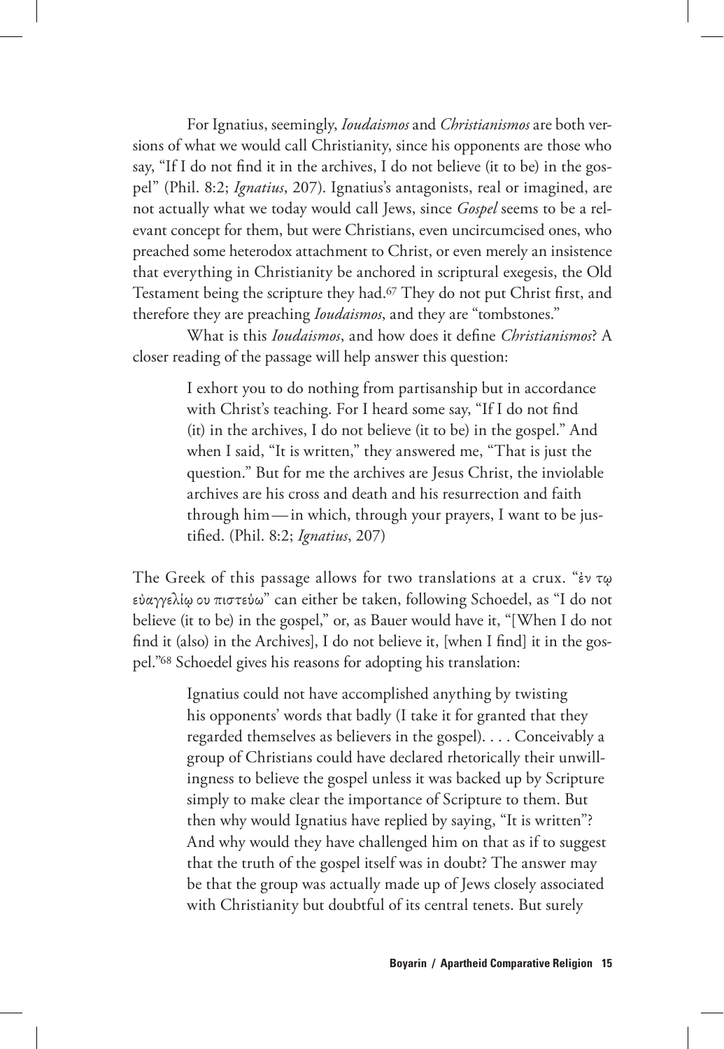For Ignatius, seemingly, *Ioudaismos* and *Christianismos* are both versions of what we would call Christianity, since his opponents are those who say, "If I do not find it in the archives, I do not believe (it to be) in the gospel" (Phil. 8:2; *Ignatius*, 207). Ignatius's antagonists, real or imagined, are not actually what we today would call Jews, since *Gospel* seems to be a relevant concept for them, but were Christians, even uncircumcised ones, who preached some heterodox attachment to Christ, or even merely an insistence that everything in Christianity be anchored in scriptural exegesis, the Old Testament being the scripture they had.[67] They do not put Christ first, and therefore they are preaching *Ioudaismos*, and they are "tombstones."

What is this *Ioudaismos*, and how does it define *Christianismos*? A closer reading of the passage will help answer this question:

> I exhort you to do nothing from partisanship but in accordance with Christ's teaching. For I heard some say, "If I do not find (it) in the archives, I do not believe (it to be) in the gospel." And when I said, "It is written," they answered me, "That is just the question." But for me the archives are Jesus Christ, the inviolable archives are his cross and death and his resurrection and faith through him — in which, through your prayers, I want to be justified. (Phil. 8:2; *Ignatius*, 207)

The Greek of this passage allows for two translations at a crux. "ἐν τῳ εὐαγγελίῳ ου πιστεύω" can either be taken, following Schoedel, as "I do not believe (it to be) in the gospel," or, as Bauer would have it, "[When I do not find it (also) in the Archives], I do not believe it, [when I find] it in the gospel."[68] Schoedel gives his reasons for adopting his translation:

> Ignatius could not have accomplished anything by twisting his opponents' words that badly (I take it for granted that they regarded themselves as believers in the gospel). . . . Conceivably a group of Christians could have declared rhetorically their unwillingness to believe the gospel unless it was backed up by Scripture simply to make clear the importance of Scripture to them. But then why would Ignatius have replied by saying, "It is written"? And why would they have challenged him on that as if to suggest that the truth of the gospel itself was in doubt? The answer may be that the group was actually made up of Jews closely associated with Christianity but doubtful of its central tenets. But surely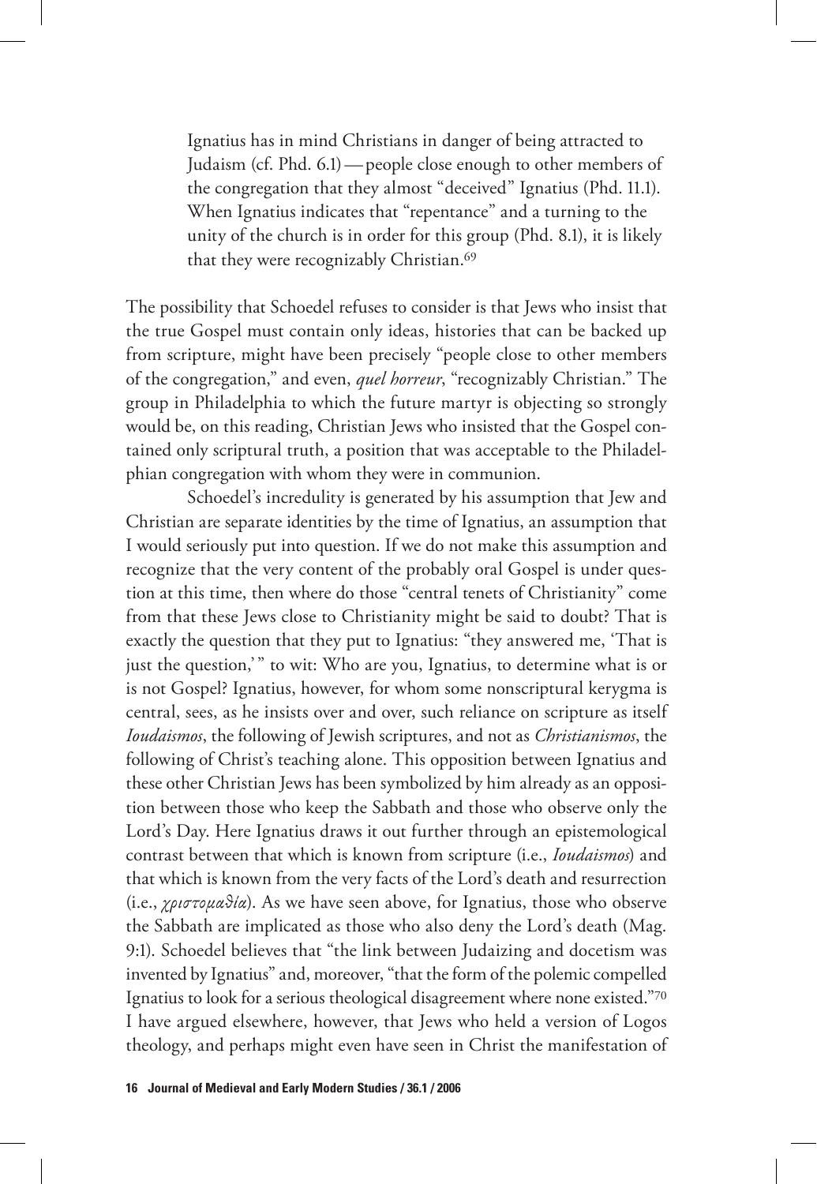> Ignatius has in mind Christians in danger of being attracted to Judaism (cf. Phd. 6.1) — people close enough to other members of the congregation that they almost "deceived" Ignatius (Phd. 11.1). When Ignatius indicates that "repentance" and a turning to the unity of the church is in order for this group (Phd. 8.1), it is likely that they were recognizably Christian.[69]

The possibility that Schoedel refuses to consider is that Jews who insist that the true Gospel must contain only ideas, histories that can be backed up from scripture, might have been precisely "people close to other members of the congregation," and even, *quel horreur*, "recognizably Christian." The group in Philadelphia to which the future martyr is objecting so strongly would be, on this reading, Christian Jews who insisted that the Gospel contained only scriptural truth, a position that was acceptable to the Philadelphian congregation with whom they were in communion.

Schoedel's incredulity is generated by his assumption that Jew and Christian are separate identities by the time of Ignatius, an assumption that I would seriously put into question. If we do not make this assumption and recognize that the very content of the probably oral Gospel is under question at this time, then where do those "central tenets of Christianity" come from that these Jews close to Christianity might be said to doubt? That is exactly the question that they put to Ignatius: "they answered me, 'That is just the question,'" to wit: Who are you, Ignatius, to determine what is or is not Gospel? Ignatius, however, for whom some nonscriptural kerygma is central, sees, as he insists over and over, such reliance on scripture as itself *Ioudaismos*, the following of Jewish scriptures, and not as *Christianismos*, the following of Christ's teaching alone. This opposition between Ignatius and these other Christian Jews has been symbolized by him already as an opposition between those who keep the Sabbath and those who observe only the Lord's Day. Here Ignatius draws it out further through an epistemological contrast between that which is known from scripture (i.e., *Ioudaismos*) and that which is known from the very facts of the Lord's death and resurrection (i.e., *χριστομαθία*). As we have seen above, for Ignatius, those who observe the Sabbath are implicated as those who also deny the Lord's death (Mag. 9:1). Schoedel believes that "the link between Judaizing and docetism was invented by Ignatius" and, moreover, "that the form of the polemic compelled Ignatius to look for a serious theological disagreement where none existed."[70] I have argued elsewhere, however, that Jews who held a version of Logos theology, and perhaps might even have seen in Christ the manifestation of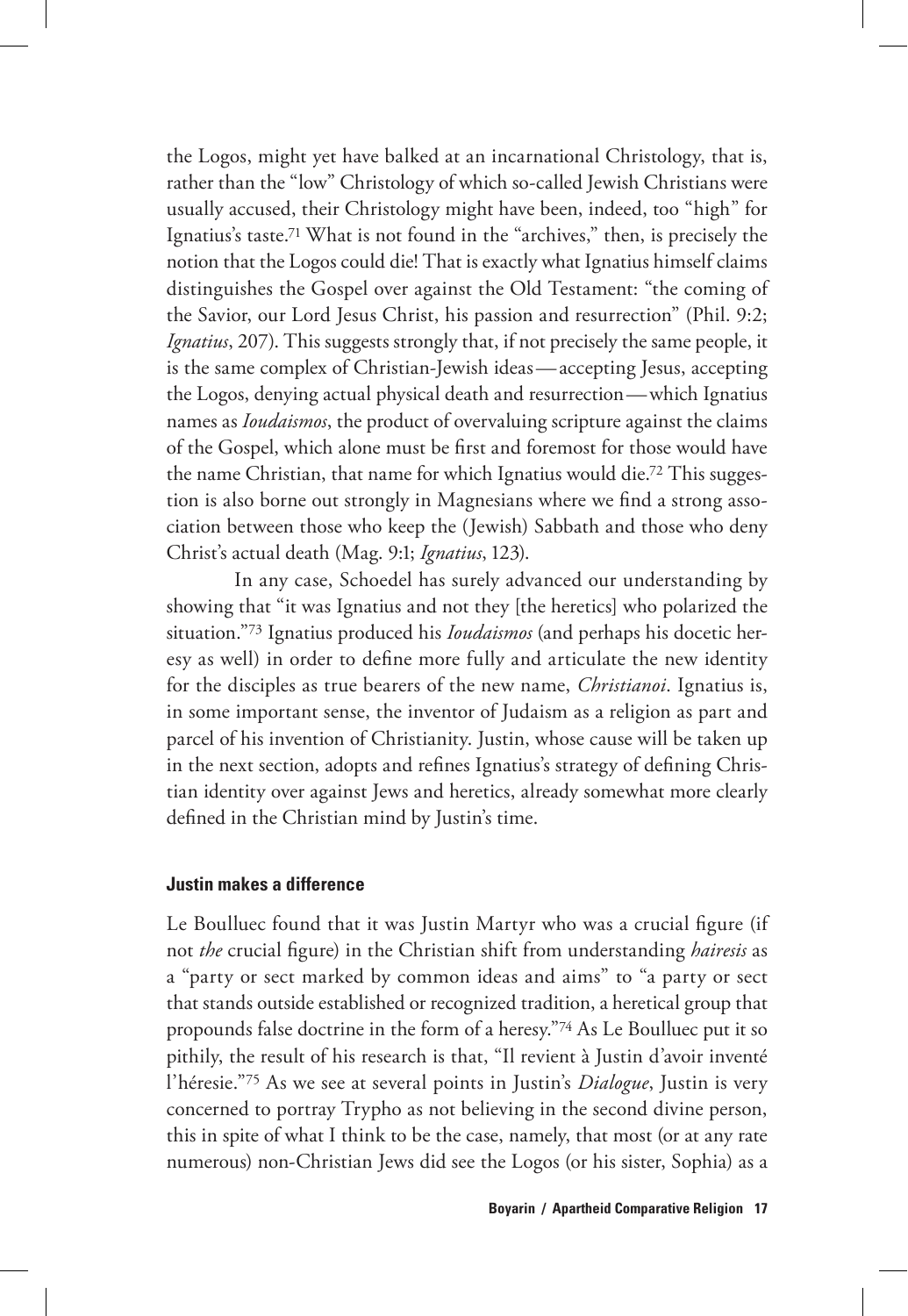the Logos, might yet have balked at an incarnational Christology, that is, rather than the "low" Christology of which so-called Jewish Christians were usually accused, their Christology might have been, indeed, too "high" for Ignatius's taste.[71] What is not found in the "archives," then, is precisely the notion that the Logos could die! That is exactly what Ignatius himself claims distinguishes the Gospel over against the Old Testament: "the coming of the Savior, our Lord Jesus Christ, his passion and resurrection" (Phil. 9:2; *Ignatius*, 207). This suggests strongly that, if not precisely the same people, it is the same complex of Christian-Jewish ideas—accepting Jesus, accepting the Logos, denying actual physical death and resurrection—which Ignatius names as *Ioudaismos*, the product of overvaluing scripture against the claims of the Gospel, which alone must be first and foremost for those would have the name Christian, that name for which Ignatius would die.[72] This suggestion is also borne out strongly in Magnesians where we find a strong association between those who keep the (Jewish) Sabbath and those who deny Christ's actual death (Mag. 9:1; *Ignatius*, 123).

In any case, Schoedel has surely advanced our understanding by showing that "it was Ignatius and not they [the heretics] who polarized the situation."[73] Ignatius produced his *Ioudaismos* (and perhaps his docetic heresy as well) in order to define more fully and articulate the new identity for the disciples as true bearers of the new name, *Christianoi*. Ignatius is, in some important sense, the inventor of Judaism as a religion as part and parcel of his invention of Christianity. Justin, whose cause will be taken up in the next section, adopts and refines Ignatius's strategy of defining Christian identity over against Jews and heretics, already somewhat more clearly defined in the Christian mind by Justin's time.

#### Justin makes a difference

Le Boulluec found that it was Justin Martyr who was a crucial figure (if not *the* crucial figure) in the Christian shift from understanding *hairesis* as a "party or sect marked by common ideas and aims" to "a party or sect that stands outside established or recognized tradition, a heretical group that propounds false doctrine in the form of a heresy."[74] As Le Boulluec put it so pithily, the result of his research is that, "Il revient à Justin d'avoir inventé l'hérésie."[75] As we see at several points in Justin's *Dialogue*, Justin is very concerned to portray Trypho as not believing in the second divine person, this in spite of what I think to be the case, namely, that most (or at any rate numerous) non-Christian Jews did see the Logos (or his sister, Sophia) as a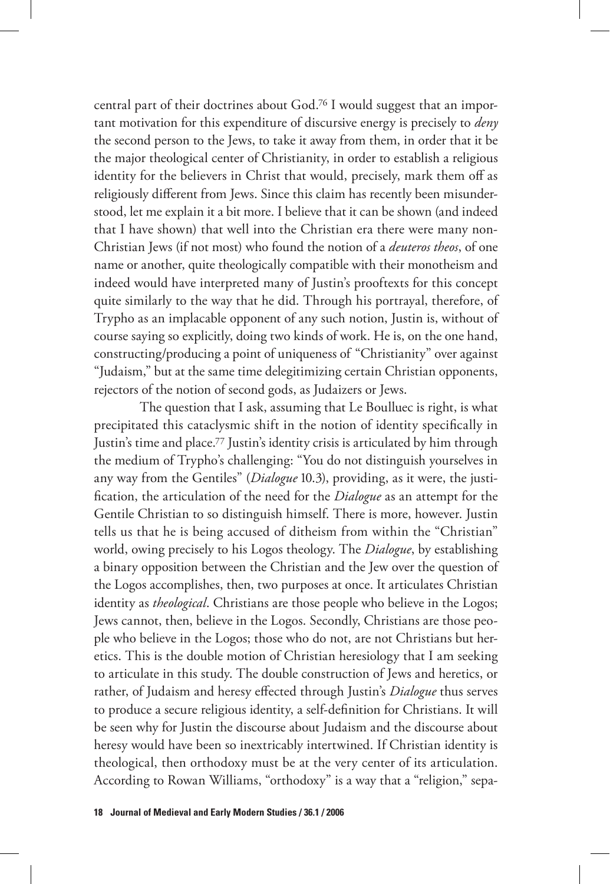central part of their doctrines about God.[76] I would suggest that an important motivation for this expenditure of discursive energy is precisely to *deny* the second person to the Jews, to take it away from them, in order that it be the major theological center of Christianity, in order to establish a religious identity for the believers in Christ that would, precisely, mark them off as religiously different from Jews. Since this claim has recently been misunderstood, let me explain it a bit more. I believe that it can be shown (and indeed that I have shown) that well into the Christian era there were many non-Christian Jews (if not most) who found the notion of a *deuteros theos*, of one name or another, quite theologically compatible with their monotheism and indeed would have interpreted many of Justin's prooftexts for this concept quite similarly to the way that he did. Through his portrayal, therefore, of Trypho as an implacable opponent of any such notion, Justin is, without of course saying so explicitly, doing two kinds of work. He is, on the one hand, constructing/producing a point of uniqueness of "Christianity" over against "Judaism," but at the same time delegitimizing certain Christian opponents, rejectors of the notion of second gods, as Judaizers or Jews.

The question that I ask, assuming that Le Boulluec is right, is what precipitated this cataclysmic shift in the notion of identity specifically in Justin's time and place.[77] Justin's identity crisis is articulated by him through the medium of Trypho's challenging: "You do not distinguish yourselves in any way from the Gentiles" (*Dialogue* 10.3), providing, as it were, the justification, the articulation of the need for the *Dialogue* as an attempt for the Gentile Christian to so distinguish himself. There is more, however. Justin tells us that he is being accused of ditheism from within the "Christian" world, owing precisely to his Logos theology. The *Dialogue*, by establishing a binary opposition between the Christian and the Jew over the question of the Logos accomplishes, then, two purposes at once. It articulates Christian identity as *theological*. Christians are those people who believe in the Logos; Jews cannot, then, believe in the Logos. Secondly, Christians are those people who believe in the Logos; those who do not, are not Christians but heretics. This is the double motion of Christian heresiology that I am seeking to articulate in this study. The double construction of Jews and heretics, or rather, of Judaism and heresy effected through Justin's *Dialogue* thus serves to produce a secure religious identity, a self-definition for Christians. It will be seen why for Justin the discourse about Judaism and the discourse about heresy would have been so inextricably intertwined. If Christian identity is theological, then orthodoxy must be at the very center of its articulation. According to Rowan Williams, "orthodoxy" is a way that a "religion," sepa-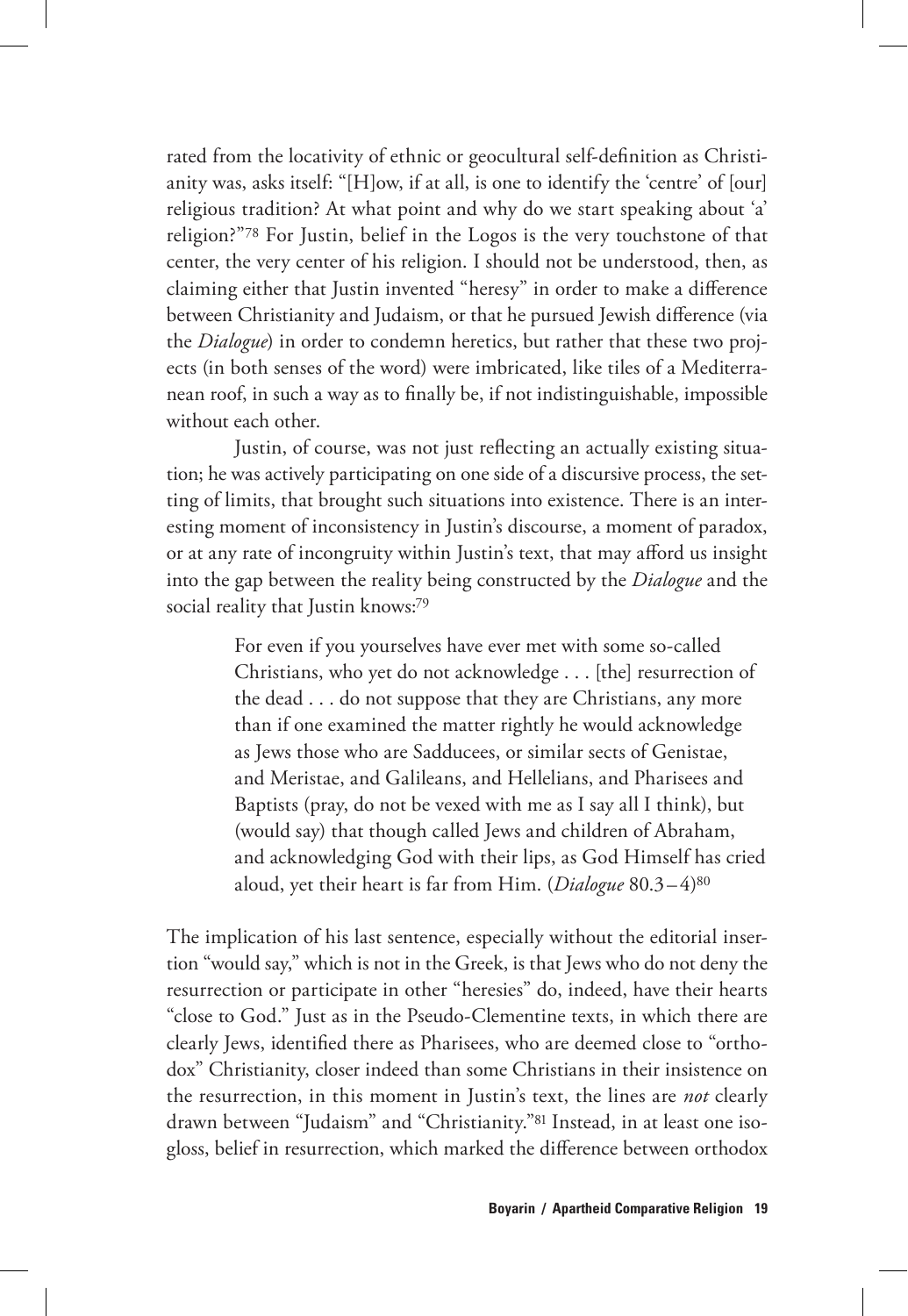rated from the locativity of ethnic or geocultural self-definition as Christianity was, asks itself: "[H]ow, if at all, is one to identify the 'centre' of [our] religious tradition? At what point and why do we start speaking about 'a' religion?"[78] For Justin, belief in the Logos is the very touchstone of that center, the very center of his religion. I should not be understood, then, as claiming either that Justin invented "heresy" in order to make a difference between Christianity and Judaism, or that he pursued Jewish difference (via the *Dialogue*) in order to condemn heretics, but rather that these two projects (in both senses of the word) were imbricated, like tiles of a Mediterranean roof, in such a way as to finally be, if not indistinguishable, impossible without each other.

Justin, of course, was not just reflecting an actually existing situation; he was actively participating on one side of a discursive process, the setting of limits, that brought such situations into existence. There is an interesting moment of inconsistency in Justin's discourse, a moment of paradox, or at any rate of incongruity within Justin's text, that may afford us insight into the gap between the reality being constructed by the *Dialogue* and the social reality that Justin knows:[79]

> For even if you yourselves have ever met with some so-called Christians, who yet do not acknowledge . . . [the] resurrection of the dead . . . do not suppose that they are Christians, any more than if one examined the matter rightly he would acknowledge as Jews those who are Sadducees, or similar sects of Genistae, and Meristae, and Galileans, and Hellelians, and Pharisees and Baptists (pray, do not be vexed with me as I say all I think), but (would say) that though called Jews and children of Abraham, and acknowledging God with their lips, as God Himself has cried aloud, yet their heart is far from Him. (*Dialogue* 80.3–4)[80]

The implication of his last sentence, especially without the editorial insertion "would say," which is not in the Greek, is that Jews who do not deny the resurrection or participate in other "heresies" do, indeed, have their hearts "close to God." Just as in the Pseudo-Clementine texts, in which there are clearly Jews, identified there as Pharisees, who are deemed close to "orthodox" Christianity, closer indeed than some Christians in their insistence on the resurrection, in this moment in Justin's text, the lines are *not* clearly drawn between "Judaism" and "Christianity."[81] Instead, in at least one isogloss, belief in resurrection, which marked the difference between orthodox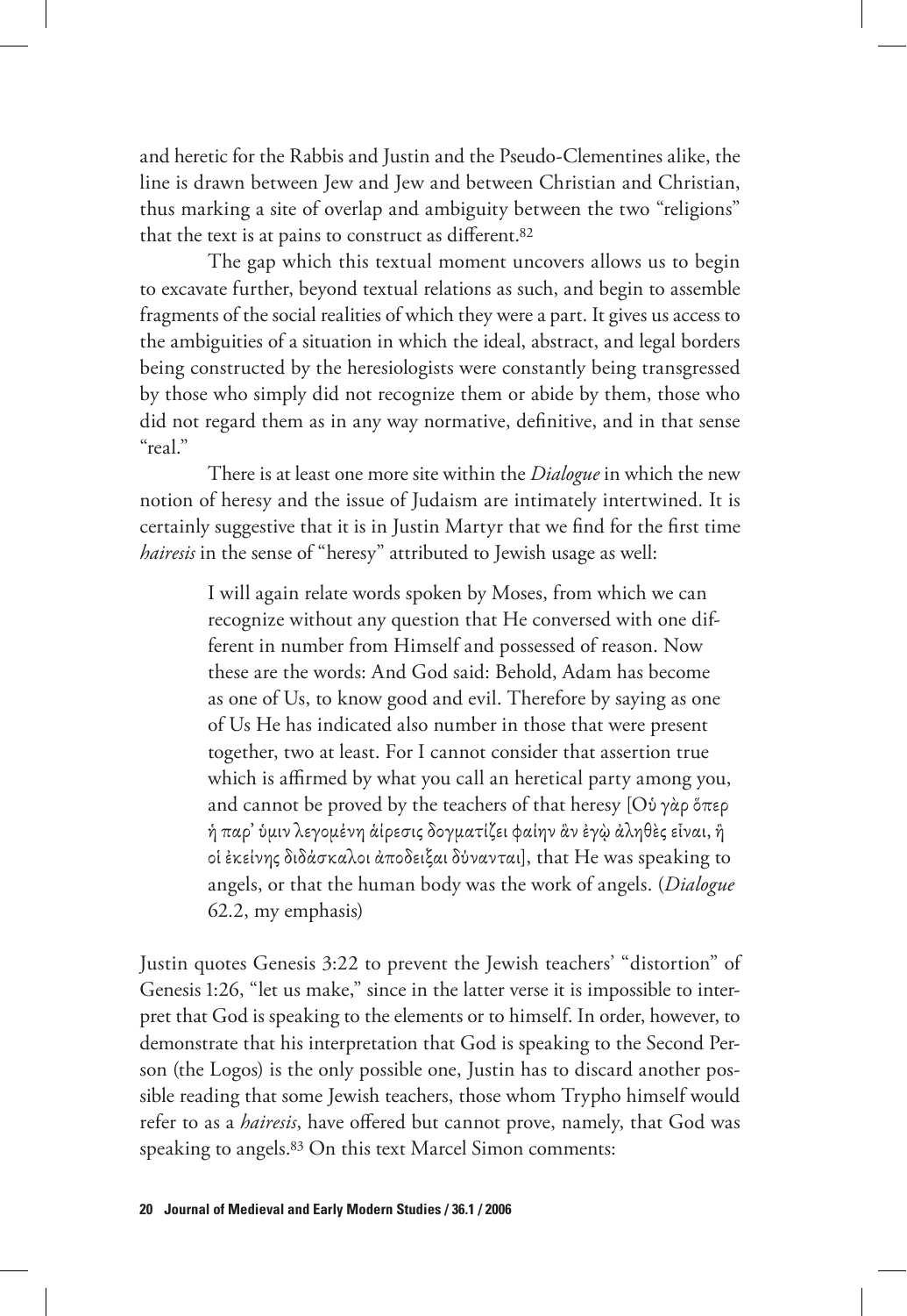and heretic for the Rabbis and Justin and the Pseudo-Clementines alike, the line is drawn between Jew and Jew and between Christian and Christian, thus marking a site of overlap and ambiguity between the two "religions" that the text is at pains to construct as different.[82]

The gap which this textual moment uncovers allows us to begin to excavate further, beyond textual relations as such, and begin to assemble fragments of the social realities of which they were a part. It gives us access to the ambiguities of a situation in which the ideal, abstract, and legal borders being constructed by the heresiologists were constantly being transgressed by those who simply did not recognize them or abide by them, those who did not regard them as in any way normative, definitive, and in that sense "real."

There is at least one more site within the *Dialogue* in which the new notion of heresy and the issue of Judaism are intimately intertwined. It is certainly suggestive that it is in Justin Martyr that we find for the first time *hairesis* in the sense of "heresy" attributed to Jewish usage as well:

> I will again relate words spoken by Moses, from which we can recognize without any question that He conversed with one different in number from Himself and possessed of reason. Now these are the words: And God said: Behold, Adam has become as one of Us, to know good and evil. Therefore by saying as one of Us He has indicated also number in those that were present together, two at least. For I cannot consider that assertion true which is affirmed by what you call an heretical party among you, and cannot be proved by the teachers of that heresy [Οὐ γὰρ ὅπερ ἡ παρ' ὑμιν λεγομένη αἵρεσις δογματίζει φαίην ἂν ἐγὼ ἀληθὲς εἶναι, ἢ οἱ ἐκείνης διδάσκαλοι ἀποδειξαι δύνανται], that He was speaking to angels, or that the human body was the work of angels. (*Dialogue* 62.2, my emphasis)

Justin quotes Genesis 3:22 to prevent the Jewish teachers' "distortion" of Genesis 1:26, "let us make," since in the latter verse it is impossible to interpret that God is speaking to the elements or to himself. In order, however, to demonstrate that his interpretation that God is speaking to the Second Person (the Logos) is the only possible one, Justin has to discard another possible reading that some Jewish teachers, those whom Trypho himself would refer to as a *hairesis*, have offered but cannot prove, namely, that God was speaking to angels.[83] On this text Marcel Simon comments: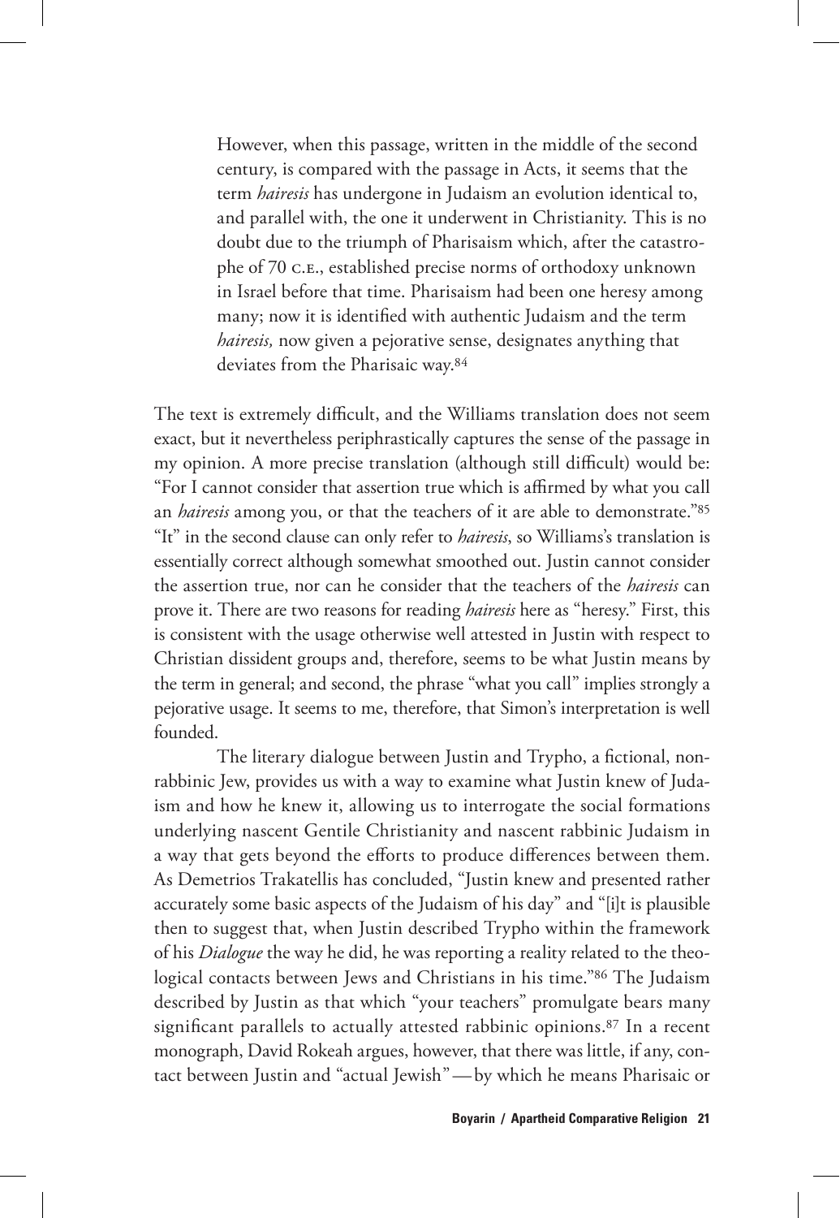> However, when this passage, written in the middle of the second century, is compared with the passage in Acts, it seems that the term *hairesis* has undergone in Judaism an evolution identical to, and parallel with, the one it underwent in Christianity. This is no doubt due to the triumph of Pharisaism which, after the catastrophe of 70 C.E., established precise norms of orthodoxy unknown in Israel before that time. Pharisaism had been one heresy among many; now it is identified with authentic Judaism and the term *hairesis,* now given a pejorative sense, designates anything that deviates from the Pharisaic way.[84]

The text is extremely difficult, and the Williams translation does not seem exact, but it nevertheless periphrastically captures the sense of the passage in my opinion. A more precise translation (although still difficult) would be: "For I cannot consider that assertion true which is affirmed by what you call an *hairesis* among you, or that the teachers of it are able to demonstrate."[85] "It" in the second clause can only refer to *hairesis*, so Williams's translation is essentially correct although somewhat smoothed out. Justin cannot consider the assertion true, nor can he consider that the teachers of the *hairesis* can prove it. There are two reasons for reading *hairesis* here as "heresy." First, this is consistent with the usage otherwise well attested in Justin with respect to Christian dissident groups and, therefore, seems to be what Justin means by the term in general; and second, the phrase "what you call" implies strongly a pejorative usage. It seems to me, therefore, that Simon's interpretation is well founded.

The literary dialogue between Justin and Trypho, a fictional, nonrabbinic Jew, provides us with a way to examine what Justin knew of Judaism and how he knew it, allowing us to interrogate the social formations underlying nascent Gentile Christianity and nascent rabbinic Judaism in a way that gets beyond the efforts to produce differences between them. As Demetrios Trakatellis has concluded, "Justin knew and presented rather accurately some basic aspects of the Judaism of his day" and "[i]t is plausible then to suggest that, when Justin described Trypho within the framework of his *Dialogue* the way he did, he was reporting a reality related to the theological contacts between Jews and Christians in his time."[86] The Judaism described by Justin as that which "your teachers" promulgate bears many significant parallels to actually attested rabbinic opinions.[87] In a recent monograph, David Rokeah argues, however, that there was little, if any, contact between Justin and "actual Jewish"—by which he means Pharisaic or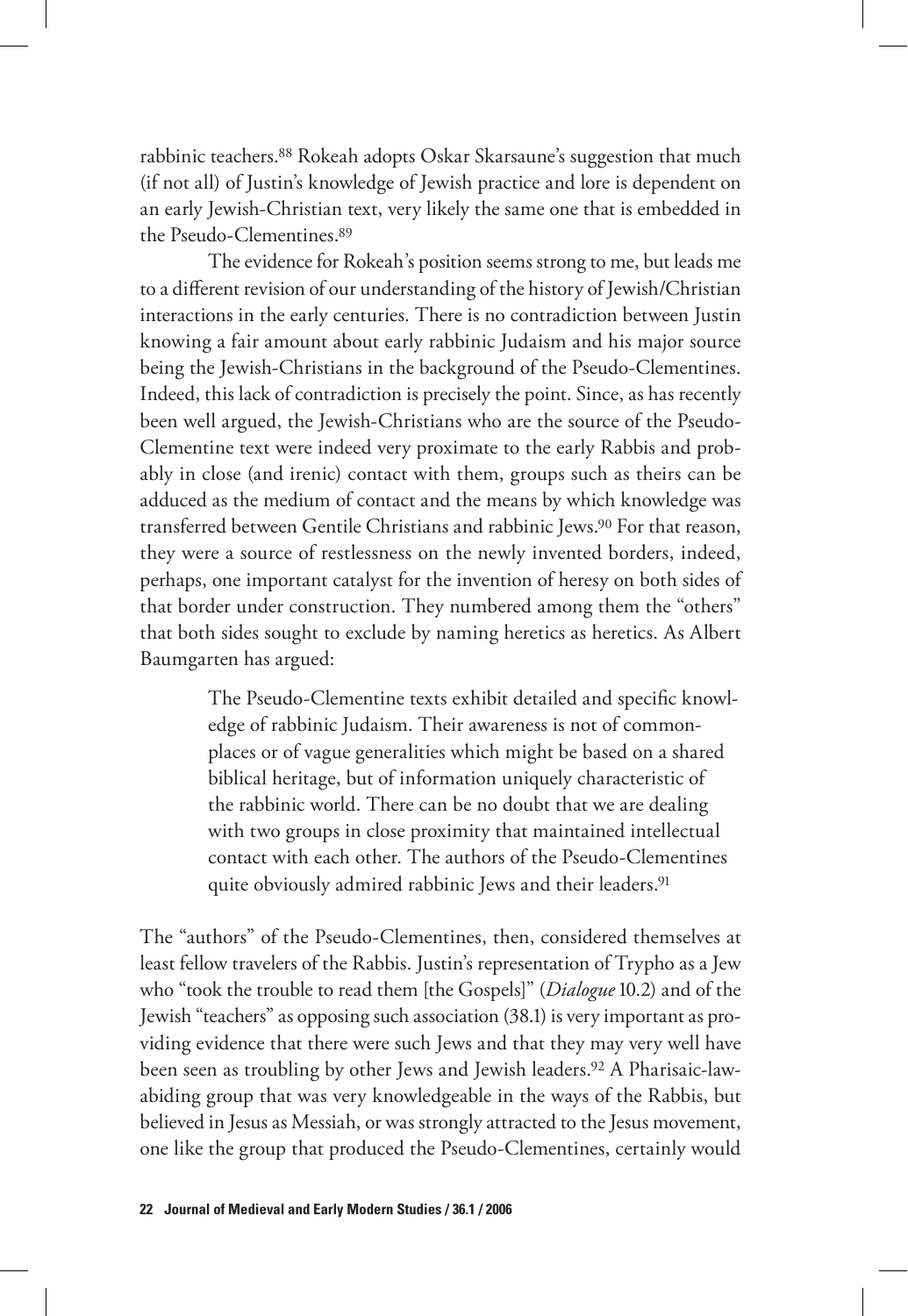rabbinic teachers.[88] Rokeah adopts Oskar Skarsaune's suggestion that much (if not all) of Justin's knowledge of Jewish practice and lore is dependent on an early Jewish-Christian text, very likely the same one that is embedded in the Pseudo-Clementines.[89]

The evidence for Rokeah's position seems strong to me, but leads me to a different revision of our understanding of the history of Jewish/Christian interactions in the early centuries. There is no contradiction between Justin knowing a fair amount about early rabbinic Judaism and his major source being the Jewish-Christians in the background of the Pseudo-Clementines. Indeed, this lack of contradiction is precisely the point. Since, as has recently been well argued, the Jewish-Christians who are the source of the Pseudo-Clementine text were indeed very proximate to the early Rabbis and probably in close (and irenic) contact with them, groups such as theirs can be adduced as the medium of contact and the means by which knowledge was transferred between Gentile Christians and rabbinic Jews.[90] For that reason, they were a source of restlessness on the newly invented borders, indeed, perhaps, one important catalyst for the invention of heresy on both sides of that border under construction. They numbered among them the "others" that both sides sought to exclude by naming heretics as heretics. As Albert Baumgarten has argued:

> The Pseudo-Clementine texts exhibit detailed and specific knowledge of rabbinic Judaism. Their awareness is not of commonplaces or of vague generalities which might be based on a shared biblical heritage, but of information uniquely characteristic of the rabbinic world. There can be no doubt that we are dealing with two groups in close proximity that maintained intellectual contact with each other. The authors of the Pseudo-Clementines quite obviously admired rabbinic Jews and their leaders.[91]

The "authors" of the Pseudo-Clementines, then, considered themselves at least fellow travelers of the Rabbis. Justin's representation of Trypho as a Jew who "took the trouble to read them [the Gospels]" (*Dialogue* 10.2) and of the Jewish "teachers" as opposing such association (38.1) is very important as providing evidence that there were such Jews and that they may very well have been seen as troubling by other Jews and Jewish leaders.[92] A Pharisaic-law-abiding group that was very knowledgeable in the ways of the Rabbis, but believed in Jesus as Messiah, or was strongly attracted to the Jesus movement, one like the group that produced the Pseudo-Clementines, certainly would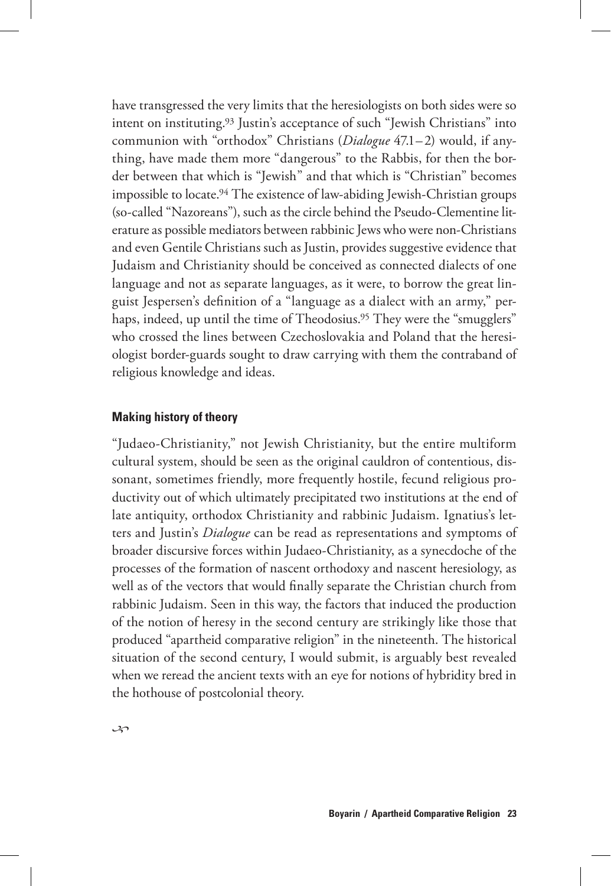have transgressed the very limits that the heresiologists on both sides were so intent on instituting.[93] Justin's acceptance of such "Jewish Christians" into communion with "orthodox" Christians (*Dialogue* 47.1–2) would, if anything, have made them more "dangerous" to the Rabbis, for then the border between that which is "Jewish" and that which is "Christian" becomes impossible to locate.[94] The existence of law-abiding Jewish-Christian groups (so-called "Nazoreans"), such as the circle behind the Pseudo-Clementine literature as possible mediators between rabbinic Jews who were non-Christians and even Gentile Christians such as Justin, provides suggestive evidence that Judaism and Christianity should be conceived as connected dialects of one language and not as separate languages, as it were, to borrow the great linguist Jespersen's definition of a "language as a dialect with an army," perhaps, indeed, up until the time of Theodosius.[95] They were the "smugglers" who crossed the lines between Czechoslovakia and Poland that the heresiologist border-guards sought to draw carrying with them the contraband of religious knowledge and ideas.

#### Making history of theory

"Judaeo-Christianity," not Jewish Christianity, but the entire multiform cultural system, should be seen as the original cauldron of contentious, dissonant, sometimes friendly, more frequently hostile, fecund religious productivity out of which ultimately precipitated two institutions at the end of late antiquity, orthodox Christianity and rabbinic Judaism. Ignatius's letters and Justin's *Dialogue* can be read as representations and symptoms of broader discursive forces within Judaeo-Christianity, as a synecdoche of the processes of the formation of nascent orthodoxy and nascent heresiology, as well as of the vectors that would finally separate the Christian church from rabbinic Judaism. Seen in this way, the factors that induced the production of the notion of heresy in the second century are strikingly like those that produced "apartheid comparative religion" in the nineteenth. The historical situation of the second century, I would submit, is arguably best revealed when we reread the ancient texts with an eye for notions of hybridity bred in the hothouse of postcolonial theory.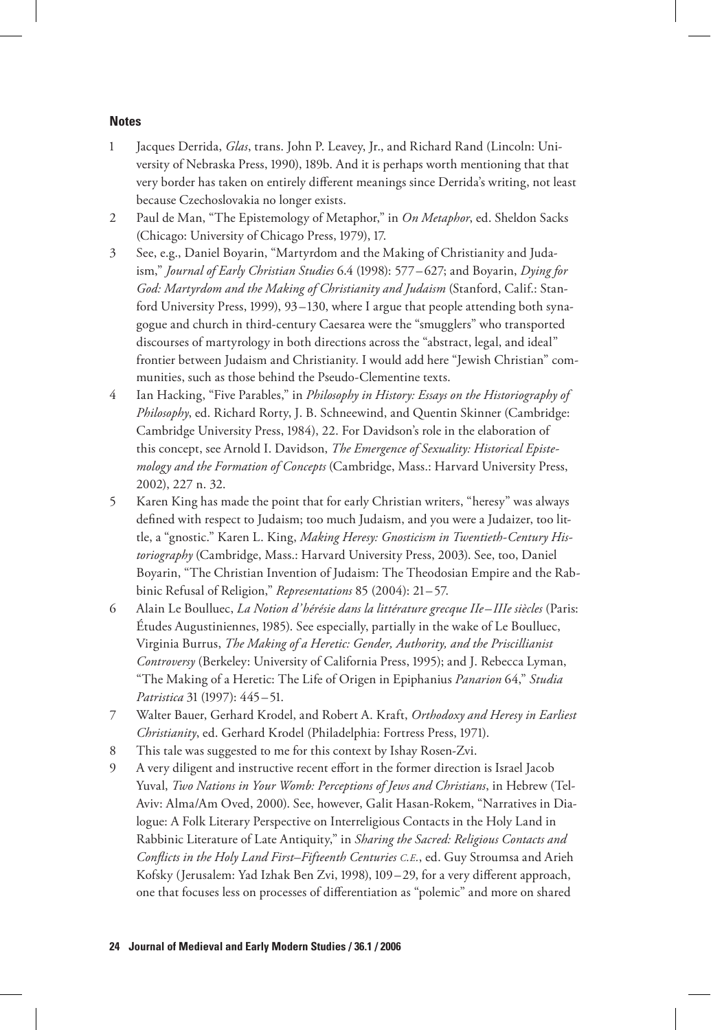**Notes**

1. Jacques Derrida, *Glas*, trans. John P. Leavey, Jr., and Richard Rand (Lincoln: University of Nebraska Press, 1990), 189b. And it is perhaps worth mentioning that that very border has taken on entirely different meanings since Derrida's writing, not least because Czechoslovakia no longer exists.
2. Paul de Man, "The Epistemology of Metaphor," in *On Metaphor*, ed. Sheldon Sacks (Chicago: University of Chicago Press, 1979), 17.
3. See, e.g., Daniel Boyarin, "Martyrdom and the Making of Christianity and Judaism," *Journal of Early Christian Studies* 6.4 (1998): 577–627; and Boyarin, *Dying for God: Martyrdom and the Making of Christianity and Judaism* (Stanford, Calif.: Stanford University Press, 1999), 93–130, where I argue that people attending both synagogue and church in third-century Caesarea were the "smugglers" who transported discourses of martyrology in both directions across the "abstract, legal, and ideal" frontier between Judaism and Christianity. I would add here "Jewish Christian" communities, such as those behind the Pseudo-Clementine texts.
4. Ian Hacking, "Five Parables," in *Philosophy in History: Essays on the Historiography of Philosophy*, ed. Richard Rorty, J. B. Schneewind, and Quentin Skinner (Cambridge: Cambridge University Press, 1984), 22. For Davidson's role in the elaboration of this concept, see Arnold I. Davidson, *The Emergence of Sexuality: Historical Epistemology and the Formation of Concepts* (Cambridge, Mass.: Harvard University Press, 2002), 227 n. 32.
5. Karen King has made the point that for early Christian writers, "heresy" was always defined with respect to Judaism; too much Judaism, and you were a Judaizer, too little, a "gnostic." Karen L. King, *Making Heresy: Gnosticism in Twentieth-Century Historiography* (Cambridge, Mass.: Harvard University Press, 2003). See, too, Daniel Boyarin, "The Christian Invention of Judaism: The Theodosian Empire and the Rabbinic Refusal of Religion," *Representations* 85 (2004): 21–57.
6. Alain Le Boulluec, *La Notion d'hérésie dans la littérature grecque IIe–IIIe siècles* (Paris: Études Augustiniennes, 1985). See especially, partially in the wake of Le Boulluec, Virginia Burrus, *The Making of a Heretic: Gender, Authority, and the Priscillianist Controversy* (Berkeley: University of California Press, 1995); and J. Rebecca Lyman, "The Making of a Heretic: The Life of Origen in Epiphanius *Panarion* 64," *Studia Patristica* 31 (1997): 445–51.
7. Walter Bauer, Gerhard Krodel, and Robert A. Kraft, *Orthodoxy and Heresy in Earliest Christianity*, ed. Gerhard Krodel (Philadelphia: Fortress Press, 1971).
8. This tale was suggested to me for this context by Ishay Rosen-Zvi.
9. A very diligent and instructive recent effort in the former direction is Israel Jacob Yuval, *Two Nations in Your Womb: Perceptions of Jews and Christians*, in Hebrew (Tel-Aviv: Alma/Am Oved, 2000). See, however, Galit Hasan-Rokem, "Narratives in Dialogue: A Folk Literary Perspective on Interreligious Contacts in the Holy Land in Rabbinic Literature of Late Antiquity," in *Sharing the Sacred: Religious Contacts and Conflicts in the Holy Land First–Fifteenth Centuries C.E.*, ed. Guy Stroumsa and Arieh Kofsky (Jerusalem: Yad Izhak Ben Zvi, 1998), 109–29, for a very different approach, one that focuses less on processes of differentiation as "polemic" and more on shared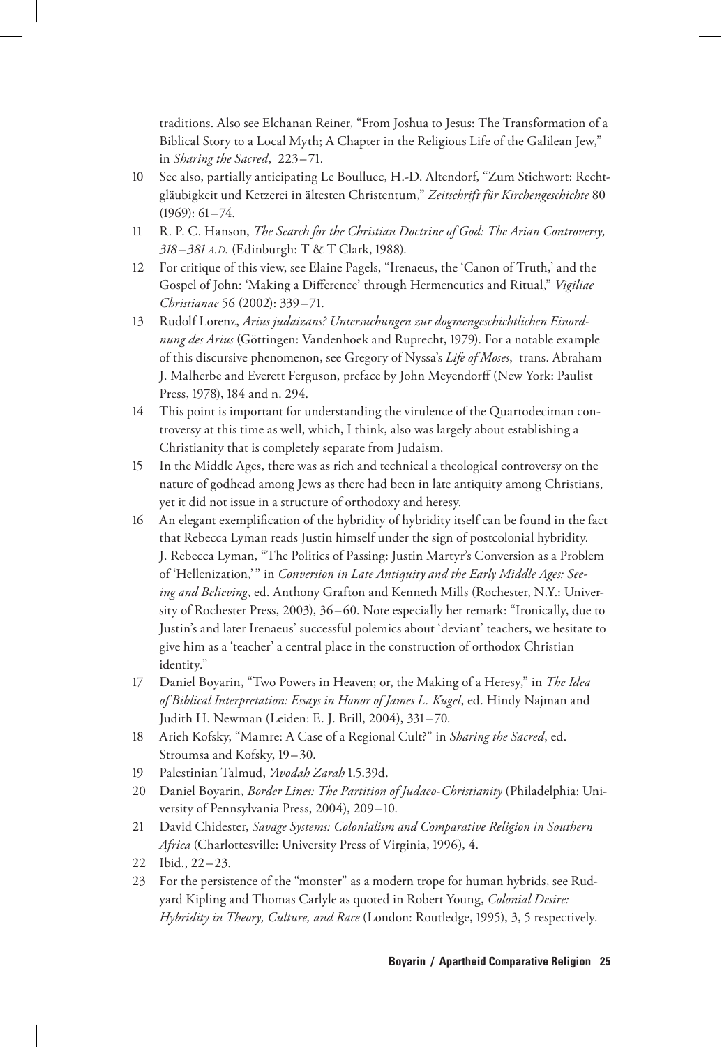traditions. Also see Elchanan Reiner, "From Joshua to Jesus: The Transformation of a Biblical Story to a Local Myth; A Chapter in the Religious Life of the Galilean Jew," in *Sharing the Sacred*, 223–71.

10 See also, partially anticipating Le Boulluec, H.-D. Altendorf, "Zum Stichwort: Rechtgläubigkeit und Ketzerei in ältesten Christentum," *Zeitschrift für Kirchengeschichte* 80 (1969): 61–74.

11 R. P. C. Hanson, *The Search for the Christian Doctrine of God: The Arian Controversy, 318–381 A.D.* (Edinburgh: T & T Clark, 1988).

12 For critique of this view, see Elaine Pagels, "Irenaeus, the 'Canon of Truth,' and the Gospel of John: 'Making a Difference' through Hermeneutics and Ritual," *Vigiliae Christianae* 56 (2002): 339–71.

13 Rudolf Lorenz, *Arius judaizans? Untersuchungen zur dogmengeschichtlichen Einordnung des Arius* (Göttingen: Vandenhoek and Ruprecht, 1979). For a notable example of this discursive phenomenon, see Gregory of Nyssa's *Life of Moses*, trans. Abraham J. Malherbe and Everett Ferguson, preface by John Meyendorff (New York: Paulist Press, 1978), 184 and n. 294.

14 This point is important for understanding the virulence of the Quartodeciman controversy at this time as well, which, I think, also was largely about establishing a Christianity that is completely separate from Judaism.

15 In the Middle Ages, there was as rich and technical a theological controversy on the nature of godhead among Jews as there had been in late antiquity among Christians, yet it did not issue in a structure of orthodoxy and heresy.

16 An elegant exemplification of the hybridity of hybridity itself can be found in the fact that Rebecca Lyman reads Justin himself under the sign of postcolonial hybridity. J. Rebecca Lyman, "The Politics of Passing: Justin Martyr's Conversion as a Problem of 'Hellenization,'" in *Conversion in Late Antiquity and the Early Middle Ages: Seeing and Believing*, ed. Anthony Grafton and Kenneth Mills (Rochester, N.Y.: University of Rochester Press, 2003), 36–60. Note especially her remark: "Ironically, due to Justin's and later Irenaeus' successful polemics about 'deviant' teachers, we hesitate to give him as a 'teacher' a central place in the construction of orthodox Christian identity."

17 Daniel Boyarin, "Two Powers in Heaven; or, the Making of a Heresy," in *The Idea of Biblical Interpretation: Essays in Honor of James L. Kugel*, ed. Hindy Najman and Judith H. Newman (Leiden: E. J. Brill, 2004), 331–70.

18 Arieh Kofsky, "Mamre: A Case of a Regional Cult?" in *Sharing the Sacred*, ed. Stroumsa and Kofsky, 19–30.

19 Palestinian Talmud, *'Avodah Zarah* 1.5.39d.

20 Daniel Boyarin, *Border Lines: The Partition of Judaeo-Christianity* (Philadelphia: University of Pennsylvania Press, 2004), 209–10.

21 David Chidester, *Savage Systems: Colonialism and Comparative Religion in Southern Africa* (Charlottesville: University Press of Virginia, 1996), 4.

22 Ibid., 22–23.

23 For the persistence of the "monster" as a modern trope for human hybrids, see Rudyard Kipling and Thomas Carlyle as quoted in Robert Young, *Colonial Desire: Hybridity in Theory, Culture, and Race* (London: Routledge, 1995), 3, 5 respectively.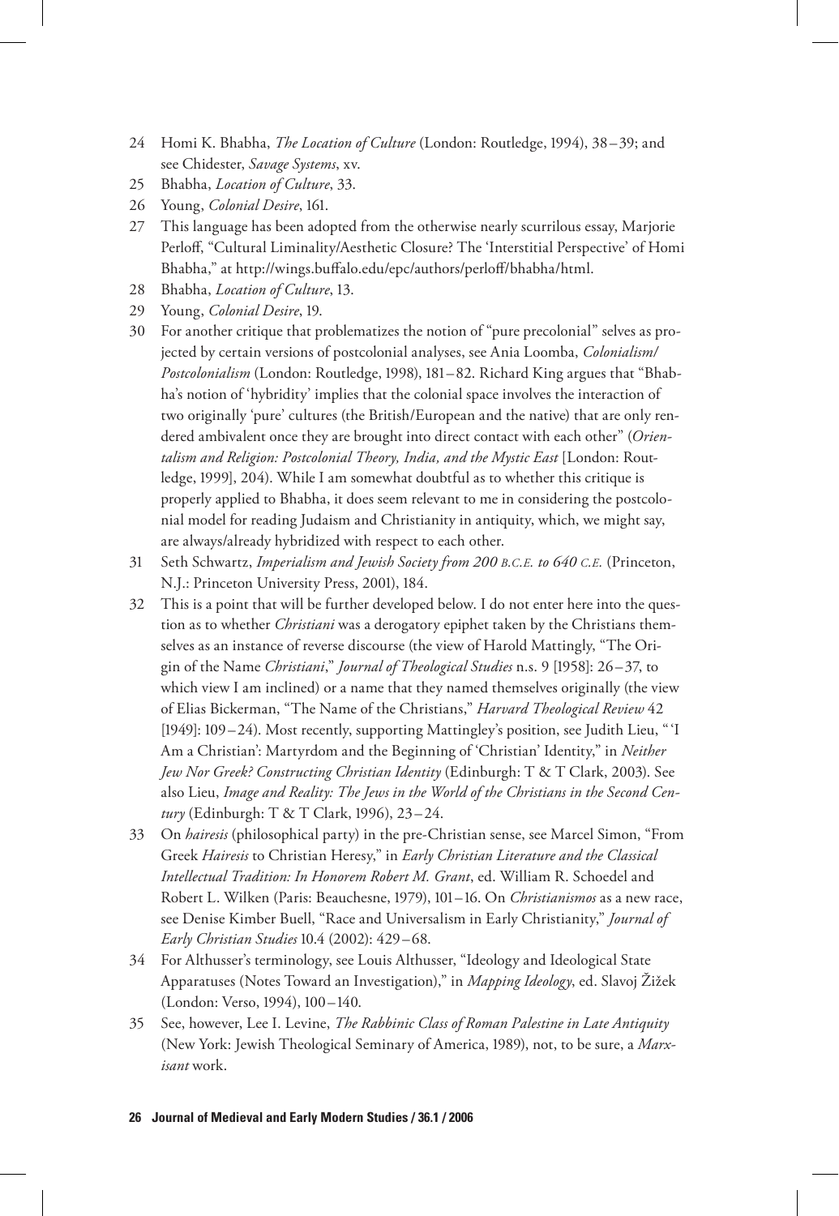24 Homi K. Bhabha, *The Location of Culture* (London: Routledge, 1994), 38–39; and see Chidester, *Savage Systems*, xv.

25 Bhabha, *Location of Culture*, 33.

26 Young, *Colonial Desire*, 161.

27 This language has been adopted from the otherwise nearly scurrilous essay, Marjorie Perloff, "Cultural Liminality/Aesthetic Closure? The 'Interstitial Perspective' of Homi Bhabha," at http://wings.buffalo.edu/epc/authors/perloff/bhabha/html.

28 Bhabha, *Location of Culture*, 13.

29 Young, *Colonial Desire*, 19.

30 For another critique that problematizes the notion of "pure precolonial" selves as projected by certain versions of postcolonial analyses, see Ania Loomba, *Colonialism/Postcolonialism* (London: Routledge, 1998), 181–82. Richard King argues that "Bhabha's notion of 'hybridity' implies that the colonial space involves the interaction of two originally 'pure' cultures (the British/European and the native) that are only rendered ambivalent once they are brought into direct contact with each other" (*Orientalism and Religion: Postcolonial Theory, India, and the Mystic East* [London: Routledge, 1999], 204). While I am somewhat doubtful as to whether this critique is properly applied to Bhabha, it does seem relevant to me in considering the postcolonial model for reading Judaism and Christianity in antiquity, which, we might say, are always/already hybridized with respect to each other.

31 Seth Schwartz, *Imperialism and Jewish Society from 200 B.C.E. to 640 C.E.* (Princeton, N.J.: Princeton University Press, 2001), 184.

32 This is a point that will be further developed below. I do not enter here into the question as to whether *Christiani* was a derogatory epiphet taken by the Christians themselves as an instance of reverse discourse (the view of Harold Mattingly, "The Origin of the Name *Christiani*," *Journal of Theological Studies* n.s. 9 [1958]: 26–37, to which view I am inclined) or a name that they named themselves originally (the view of Elias Bickerman, "The Name of the Christians," *Harvard Theological Review* 42 [1949]: 109–24). Most recently, supporting Mattingley's position, see Judith Lieu, "'I Am a Christian': Martyrdom and the Beginning of 'Christian' Identity," in *Neither Jew Nor Greek? Constructing Christian Identity* (Edinburgh: T & T Clark, 2003). See also Lieu, *Image and Reality: The Jews in the World of the Christians in the Second Century* (Edinburgh: T & T Clark, 1996), 23–24.

33 On *hairesis* (philosophical party) in the pre-Christian sense, see Marcel Simon, "From Greek *Hairesis* to Christian Heresy," in *Early Christian Literature and the Classical Intellectual Tradition: In Honorem Robert M. Grant*, ed. William R. Schoedel and Robert L. Wilken (Paris: Beauchesne, 1979), 101–16. On *Christianismos* as a new race, see Denise Kimber Buell, "Race and Universalism in Early Christianity," *Journal of Early Christian Studies* 10.4 (2002): 429–68.

34 For Althusser's terminology, see Louis Althusser, "Ideology and Ideological State Apparatuses (Notes Toward an Investigation)," in *Mapping Ideology*, ed. Slavoj Žižek (London: Verso, 1994), 100–140.

35 See, however, Lee I. Levine, *The Rabbinic Class of Roman Palestine in Late Antiquity* (New York: Jewish Theological Seminary of America, 1989), not, to be sure, a *Marxisant* work.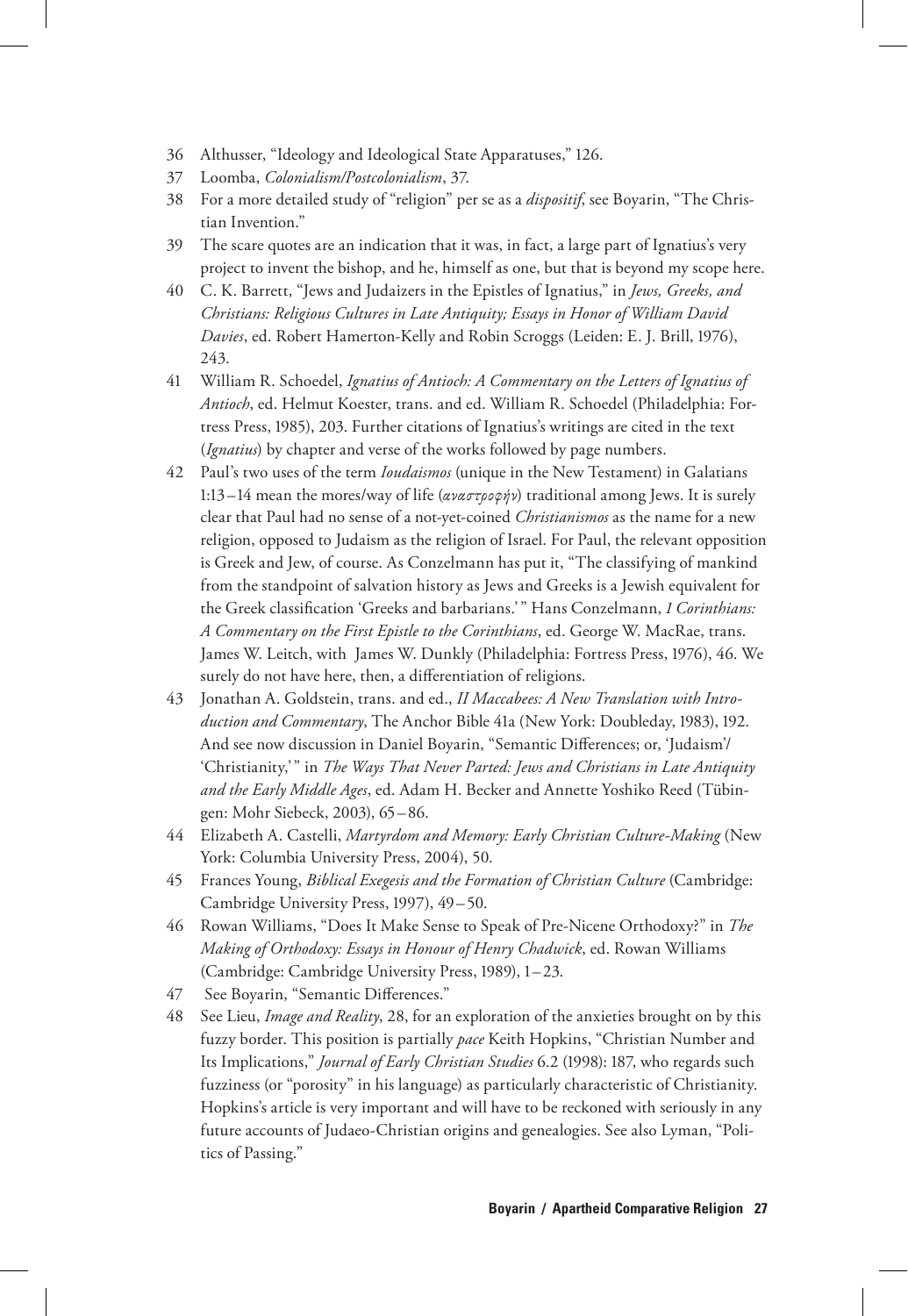36 Althusser, "Ideology and Ideological State Apparatuses," 126.

37 Loomba, *Colonialism/Postcolonialism*, 37.

38 For a more detailed study of "religion" per se as a *dispositif*, see Boyarin, "The Christian Invention."

39 The scare quotes are an indication that it was, in fact, a large part of Ignatius's very project to invent the bishop, and he, himself as one, but that is beyond my scope here.

40 C. K. Barrett, "Jews and Judaizers in the Epistles of Ignatius," in *Jews, Greeks, and Christians: Religious Cultures in Late Antiquity; Essays in Honor of William David Davies*, ed. Robert Hamerton-Kelly and Robin Scroggs (Leiden: E. J. Brill, 1976), 243.

41 William R. Schoedel, *Ignatius of Antioch: A Commentary on the Letters of Ignatius of Antioch*, ed. Helmut Koester, trans. and ed. William R. Schoedel (Philadelphia: Fortress Press, 1985), 203. Further citations of Ignatius's writings are cited in the text (*Ignatius*) by chapter and verse of the works followed by page numbers.

42 Paul's two uses of the term *Ioudaismos* (unique in the New Testament) in Galatians 1:13–14 mean the mores/way of life (*αναστροφήν*) traditional among Jews. It is surely clear that Paul had no sense of a not-yet-coined *Christianismos* as the name for a new religion, opposed to Judaism as the religion of Israel. For Paul, the relevant opposition is Greek and Jew, of course. As Conzelmann has put it, "The classifying of mankind from the standpoint of salvation history as Jews and Greeks is a Jewish equivalent for the Greek classification 'Greeks and barbarians.'" Hans Conzelmann, *1 Corinthians: A Commentary on the First Epistle to the Corinthians*, ed. George W. MacRae, trans. James W. Leitch, with James W. Dunkly (Philadelphia: Fortress Press, 1976), 46. We surely do not have here, then, a differentiation of religions.

43 Jonathan A. Goldstein, trans. and ed., *II Maccabees: A New Translation with Introduction and Commentary*, The Anchor Bible 41a (New York: Doubleday, 1983), 192. And see now discussion in Daniel Boyarin, "Semantic Differences; or, 'Judaism'/'Christianity,'" in *The Ways That Never Parted: Jews and Christians in Late Antiquity and the Early Middle Ages*, ed. Adam H. Becker and Annette Yoshiko Reed (Tübingen: Mohr Siebeck, 2003), 65–86.

44 Elizabeth A. Castelli, *Martyrdom and Memory: Early Christian Culture-Making* (New York: Columbia University Press, 2004), 50.

45 Frances Young, *Biblical Exegesis and the Formation of Christian Culture* (Cambridge: Cambridge University Press, 1997), 49–50.

46 Rowan Williams, "Does It Make Sense to Speak of Pre-Nicene Orthodoxy?" in *The Making of Orthodoxy: Essays in Honour of Henry Chadwick*, ed. Rowan Williams (Cambridge: Cambridge University Press, 1989), 1–23.

47 See Boyarin, "Semantic Differences."

48 See Lieu, *Image and Reality*, 28, for an exploration of the anxieties brought on by this fuzzy border. This position is partially *pace* Keith Hopkins, "Christian Number and Its Implications," *Journal of Early Christian Studies* 6.2 (1998): 187, who regards such fuzziness (or "porosity" in his language) as particularly characteristic of Christianity. Hopkins's article is very important and will have to be reckoned with seriously in any future accounts of Judaeo-Christian origins and genealogies. See also Lyman, "Politics of Passing."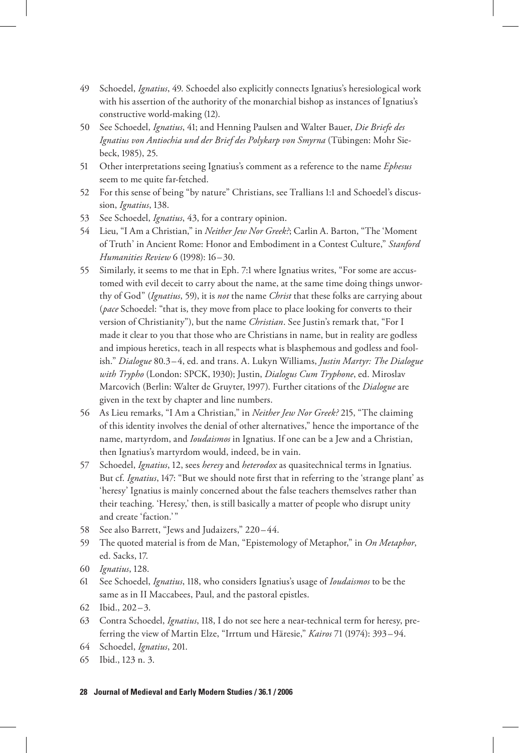49 Schoedel, *Ignatius*, 49. Schoedel also explicitly connects Ignatius's heresiological work with his assertion of the authority of the monarchial bishop as instances of Ignatius's constructive world-making (12).

50 See Schoedel, *Ignatius*, 41; and Henning Paulsen and Walter Bauer, *Die Briefe des Ignatius von Antiochia und der Brief des Polykarp von Smyrna* (Tübingen: Mohr Siebeck, 1985), 25.

51 Other interpretations seeing Ignatius's comment as a reference to the name *Ephesus* seem to me quite far-fetched.

52 For this sense of being "by nature" Christians, see Trallians 1:1 and Schoedel's discussion, *Ignatius*, 138.

53 See Schoedel, *Ignatius*, 43, for a contrary opinion.

54 Lieu, "I Am a Christian," in *Neither Jew Nor Greek?*; Carlin A. Barton, "The 'Moment of Truth' in Ancient Rome: Honor and Embodiment in a Contest Culture," *Stanford Humanities Review* 6 (1998): 16–30.

55 Similarly, it seems to me that in Eph. 7:1 where Ignatius writes, "For some are accustomed with evil deceit to carry about the name, at the same time doing things unworthy of God" (*Ignatius*, 59), it is *not* the name *Christ* that these folks are carrying about (*pace* Schoedel: "that is, they move from place to place looking for converts to their version of Christianity"), but the name *Christian*. See Justin's remark that, "For I made it clear to you that those who are Christians in name, but in reality are godless and impious heretics, teach in all respects what is blasphemous and godless and foolish." *Dialogue* 80.3–4, ed. and trans. A. Lukyn Williams, *Justin Martyr: The Dialogue with Trypho* (London: SPCK, 1930); Justin, *Dialogus Cum Tryphone*, ed. Miroslav Marcovich (Berlin: Walter de Gruyter, 1997). Further citations of the *Dialogue* are given in the text by chapter and line numbers.

56 As Lieu remarks, "I Am a Christian," in *Neither Jew Nor Greek?* 215, "The claiming of this identity involves the denial of other alternatives," hence the importance of the name, martyrdom, and *Ioudaismos* in Ignatius. If one can be a Jew and a Christian, then Ignatius's martyrdom would, indeed, be in vain.

57 Schoedel, *Ignatius*, 12, sees *heresy* and *heterodox* as quasitechnical terms in Ignatius. But cf. *Ignatius*, 147: "But we should note first that in referring to the 'strange plant' as 'heresy' Ignatius is mainly concerned about the false teachers themselves rather than their teaching. 'Heresy,' then, is still basically a matter of people who disrupt unity and create 'faction.'"

58 See also Barrett, "Jews and Judaizers," 220–44.

59 The quoted material is from de Man, "Epistemology of Metaphor," in *On Metaphor*, ed. Sacks, 17.

60 *Ignatius*, 128.

61 See Schoedel, *Ignatius*, 118, who considers Ignatius's usage of *Ioudaismos* to be the same as in II Maccabees, Paul, and the pastoral epistles.

62 Ibid., 202–3.

63 Contra Schoedel, *Ignatius*, 118, I do not see here a near-technical term for heresy, preferring the view of Martin Elze, "Irrtum und Häresie," *Kairos* 71 (1974): 393–94.

64 Schoedel, *Ignatius*, 201.

65 Ibid., 123 n. 3.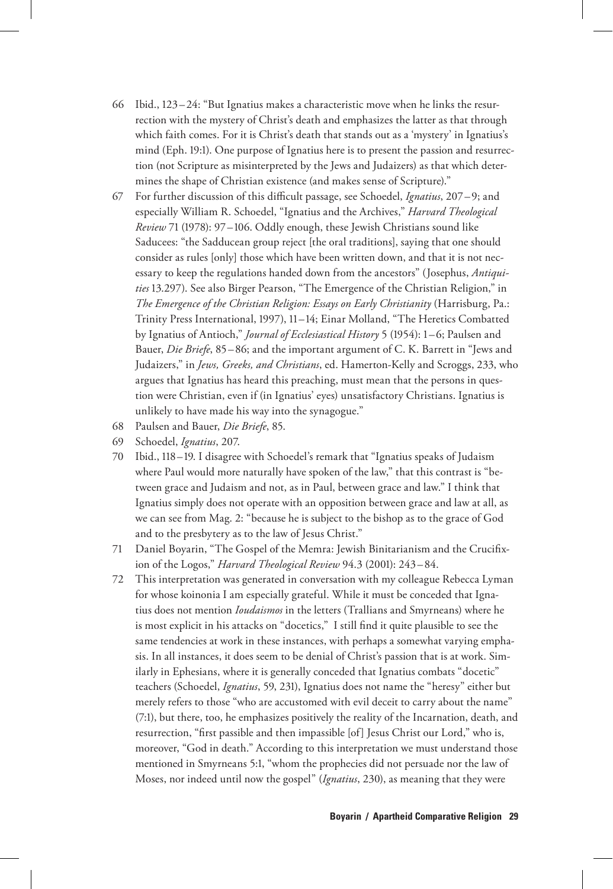66 Ibid., 123–24: "But Ignatius makes a characteristic move when he links the resurrection with the mystery of Christ's death and emphasizes the latter as that through which faith comes. For it is Christ's death that stands out as a 'mystery' in Ignatius's mind (Eph. 19:1). One purpose of Ignatius here is to present the passion and resurrection (not Scripture as misinterpreted by the Jews and Judaizers) as that which determines the shape of Christian existence (and makes sense of Scripture)."

67 For further discussion of this difficult passage, see Schoedel, *Ignatius*, 207–9; and especially William R. Schoedel, "Ignatius and the Archives," *Harvard Theological Review* 71 (1978): 97–106. Oddly enough, these Jewish Christians sound like Saducees: "the Sadducean group reject [the oral traditions], saying that one should consider as rules [only] those which have been written down, and that it is not necessary to keep the regulations handed down from the ancestors" (Josephus, *Antiquities* 13.297). See also Birger Pearson, "The Emergence of the Christian Religion," in *The Emergence of the Christian Religion: Essays on Early Christianity* (Harrisburg, Pa.: Trinity Press International, 1997), 11–14; Einar Molland, "The Heretics Combatted by Ignatius of Antioch," *Journal of Ecclesiastical History* 5 (1954): 1–6; Paulsen and Bauer, *Die Briefe*, 85–86; and the important argument of C. K. Barrett in "Jews and Judaizers," in *Jews, Greeks, and Christians*, ed. Hamerton-Kelly and Scroggs, 233, who argues that Ignatius has heard this preaching, must mean that the persons in question were Christian, even if (in Ignatius' eyes) unsatisfactory Christians. Ignatius is unlikely to have made his way into the synagogue."

68 Paulsen and Bauer, *Die Briefe*, 85.

69 Schoedel, *Ignatius*, 207.

70 Ibid., 118–19. I disagree with Schoedel's remark that "Ignatius speaks of Judaism where Paul would more naturally have spoken of the law," that this contrast is "between grace and Judaism and not, as in Paul, between grace and law." I think that Ignatius simply does not operate with an opposition between grace and law at all, as we can see from Mag. 2: "because he is subject to the bishop as to the grace of God and to the presbytery as to the law of Jesus Christ."

71 Daniel Boyarin, "The Gospel of the Memra: Jewish Binitarianism and the Crucifixion of the Logos," *Harvard Theological Review* 94.3 (2001): 243–84.

72 This interpretation was generated in conversation with my colleague Rebecca Lyman for whose koinonia I am especially grateful. While it must be conceded that Ignatius does not mention *Ioudaismos* in the letters (Trallians and Smyrneans) where he is most explicit in his attacks on "docetics," I still find it quite plausible to see the same tendencies at work in these instances, with perhaps a somewhat varying emphasis. In all instances, it does seem to be denial of Christ's passion that is at work. Similarly in Ephesians, where it is generally conceded that Ignatius combats "docetic" teachers (Schoedel, *Ignatius*, 59, 231), Ignatius does not name the "heresy" either but merely refers to those "who are accustomed with evil deceit to carry about the name" (7:1), but there, too, he emphasizes positively the reality of the Incarnation, death, and resurrection, "first passible and then impassible [of] Jesus Christ our Lord," who is, moreover, "God in death." According to this interpretation we must understand those mentioned in Smyrneans 5:1, "whom the prophecies did not persuade nor the law of Moses, nor indeed until now the gospel" (*Ignatius*, 230), as meaning that they were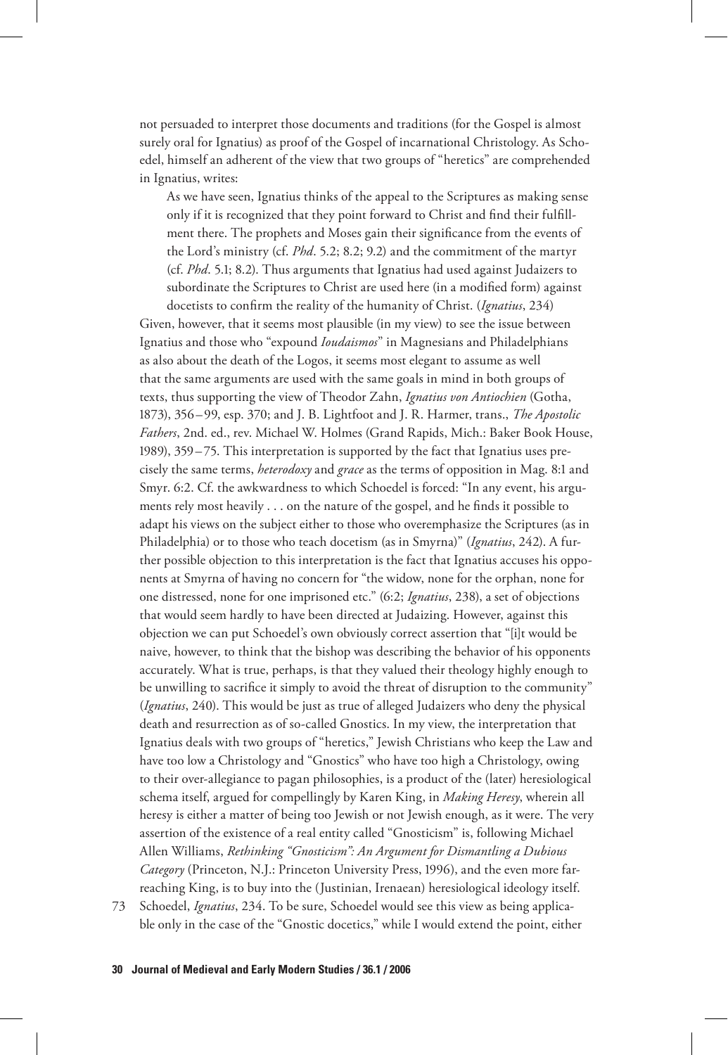not persuaded to interpret those documents and traditions (for the Gospel is almost surely oral for Ignatius) as proof of the Gospel of incarnational Christology. As Schoedel, himself an adherent of the view that two groups of "heretics" are comprehended in Ignatius, writes:

> As we have seen, Ignatius thinks of the appeal to the Scriptures as making sense only if it is recognized that they point forward to Christ and find their fulfillment there. The prophets and Moses gain their significance from the events of the Lord's ministry (cf. *Phd*. 5.2; 8.2; 9.2) and the commitment of the martyr (cf. *Phd*. 5.1; 8.2). Thus arguments that Ignatius had used against Judaizers to subordinate the Scriptures to Christ are used here (in a modified form) against docetists to confirm the reality of the humanity of Christ. (*Ignatius*, 234)

Given, however, that it seems most plausible (in my view) to see the issue between Ignatius and those who "expound *Ioudaismos*" in Magnesians and Philadelphians as also about the death of the Logos, it seems most elegant to assume as well that the same arguments are used with the same goals in mind in both groups of texts, thus supporting the view of Theodor Zahn, *Ignatius von Antiochien* (Gotha, 1873), 356–99, esp. 370; and J. B. Lightfoot and J. R. Harmer, trans., *The Apostolic Fathers*, 2nd. ed., rev. Michael W. Holmes (Grand Rapids, Mich.: Baker Book House, 1989), 359–75. This interpretation is supported by the fact that Ignatius uses precisely the same terms, *heterodoxy* and *grace* as the terms of opposition in Mag. 8:1 and Smyr. 6:2. Cf. the awkwardness to which Schoedel is forced: "In any event, his arguments rely most heavily . . . on the nature of the gospel, and he finds it possible to adapt his views on the subject either to those who overemphasize the Scriptures (as in Philadelphia) or to those who teach docetism (as in Smyrna)" (*Ignatius*, 242). A further possible objection to this interpretation is the fact that Ignatius accuses his opponents at Smyrna of having no concern for "the widow, none for the orphan, none for one distressed, none for one imprisoned etc." (6:2; *Ignatius*, 238), a set of objections that would seem hardly to have been directed at Judaizing. However, against this objection we can put Schoedel's own obviously correct assertion that "[i]t would be naive, however, to think that the bishop was describing the behavior of his opponents accurately. What is true, perhaps, is that they valued their theology highly enough to be unwilling to sacrifice it simply to avoid the threat of disruption to the community" (*Ignatius*, 240). This would be just as true of alleged Judaizers who deny the physical death and resurrection as of so-called Gnostics. In my view, the interpretation that Ignatius deals with two groups of "heretics," Jewish Christians who keep the Law and have too low a Christology and "Gnostics" who have too high a Christology, owing to their over-allegiance to pagan philosophies, is a product of the (later) heresiological schema itself, argued for compellingly by Karen King, in *Making Heresy*, wherein all heresy is either a matter of being too Jewish or not Jewish enough, as it were. The very assertion of the existence of a real entity called "Gnosticism" is, following Michael Allen Williams, *Rethinking "Gnosticism": An Argument for Dismantling a Dubious Category* (Princeton, N.J.: Princeton University Press, 1996), and the even more far-reaching King, is to buy into the (Justinian, Irenaean) heresiological ideology itself.

73 Schoedel, *Ignatius*, 234. To be sure, Schoedel would see this view as being applicable only in the case of the "Gnostic docetics," while I would extend the point, either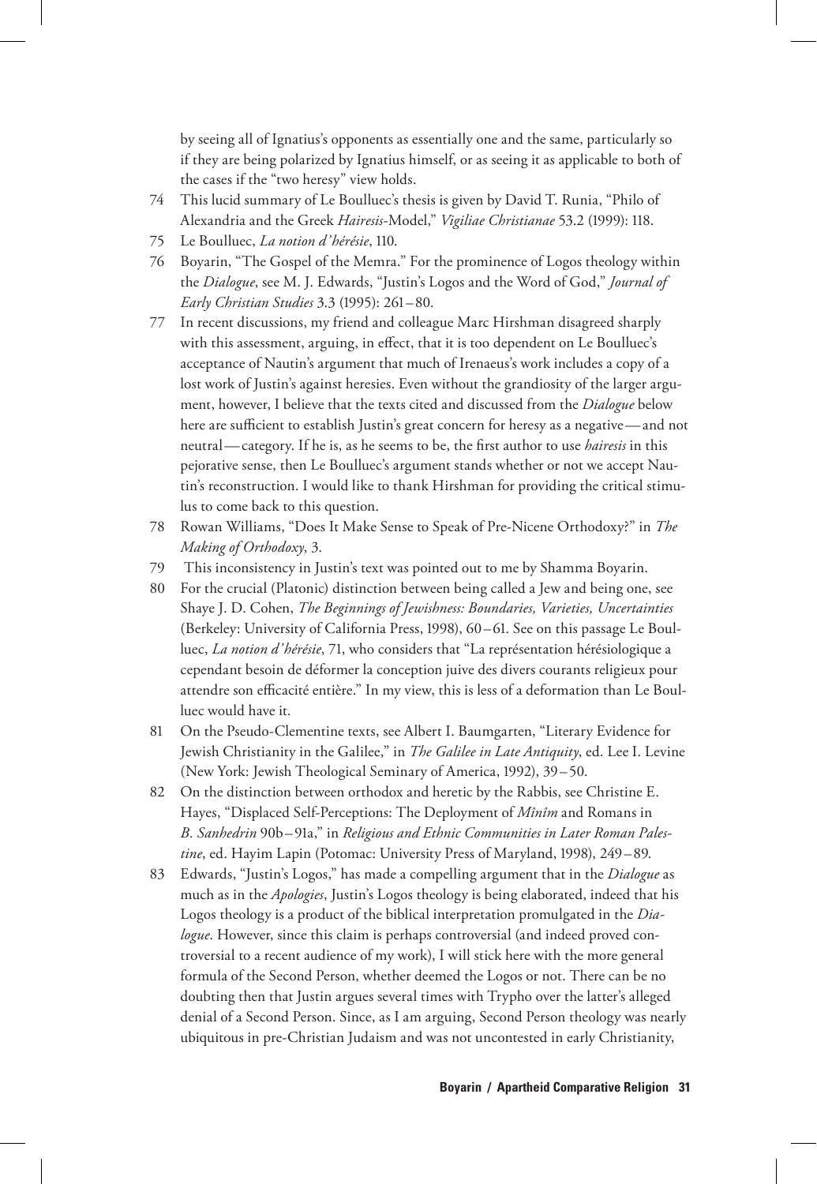by seeing all of Ignatius's opponents as essentially one and the same, particularly so if they are being polarized by Ignatius himself, or as seeing it as applicable to both of the cases if the "two heresy" view holds.

74 This lucid summary of Le Boulluec's thesis is given by David T. Runia, "Philo of Alexandria and the Greek *Hairesis*-Model," *Vigiliae Christianae* 53.2 (1999): 118.

75 Le Boulluec, *La notion d'hérésie*, 110.

76 Boyarin, "The Gospel of the Memra." For the prominence of Logos theology within the *Dialogue*, see M. J. Edwards, "Justin's Logos and the Word of God," *Journal of Early Christian Studies* 3.3 (1995): 261–80.

77 In recent discussions, my friend and colleague Marc Hirshman disagreed sharply with this assessment, arguing, in effect, that it is too dependent on Le Boulluec's acceptance of Nautin's argument that much of Irenaeus's work includes a copy of a lost work of Justin's against heresies. Even without the grandiosity of the larger argument, however, I believe that the texts cited and discussed from the *Dialogue* below here are sufficient to establish Justin's great concern for heresy as a negative—and not neutral—category. If he is, as he seems to be, the first author to use *hairesis* in this pejorative sense, then Le Boulluec's argument stands whether or not we accept Nautin's reconstruction. I would like to thank Hirshman for providing the critical stimulus to come back to this question.

78 Rowan Williams, "Does It Make Sense to Speak of Pre-Nicene Orthodoxy?" in *The Making of Orthodoxy*, 3.

79 This inconsistency in Justin's text was pointed out to me by Shamma Boyarin.

80 For the crucial (Platonic) distinction between being called a Jew and being one, see Shaye J. D. Cohen, *The Beginnings of Jewishness: Boundaries, Varieties, Uncertainties* (Berkeley: University of California Press, 1998), 60–61. See on this passage Le Boulluec, *La notion d'hérésie*, 71, who considers that "La représentation hérésiologique a cependant besoin de déformer la conception juive des divers courants religieux pour attendre son efficacité entière." In my view, this is less of a deformation than Le Boulluec would have it.

81 On the Pseudo-Clementine texts, see Albert I. Baumgarten, "Literary Evidence for Jewish Christianity in the Galilee," in *The Galilee in Late Antiquity*, ed. Lee I. Levine (New York: Jewish Theological Seminary of America, 1992), 39–50.

82 On the distinction between orthodox and heretic by the Rabbis, see Christine E. Hayes, "Displaced Self-Perceptions: The Deployment of *Mînîm* and Romans in *B. Sanhedrin* 90b–91a," in *Religious and Ethnic Communities in Later Roman Palestine*, ed. Hayim Lapin (Potomac: University Press of Maryland, 1998), 249–89.

83 Edwards, "Justin's Logos," has made a compelling argument that in the *Dialogue* as much as in the *Apologies*, Justin's Logos theology is being elaborated, indeed that his Logos theology is a product of the biblical interpretation promulgated in the *Dialogue*. However, since this claim is perhaps controversial (and indeed proved controversial to a recent audience of my work), I will stick here with the more general formula of the Second Person, whether deemed the Logos or not. There can be no doubting then that Justin argues several times with Trypho over the latter's alleged denial of a Second Person. Since, as I am arguing, Second Person theology was nearly ubiquitous in pre-Christian Judaism and was not uncontested in early Christianity,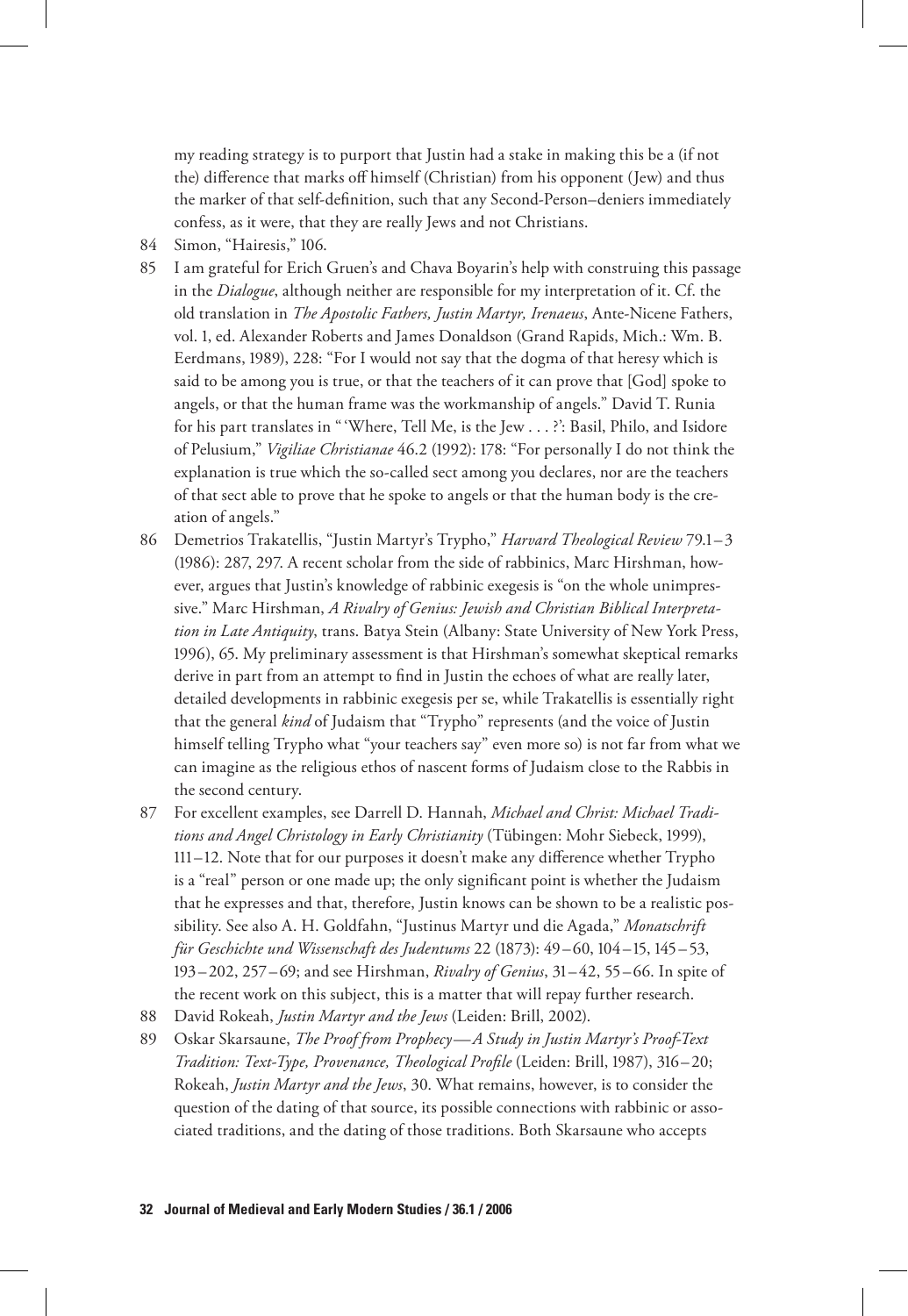my reading strategy is to purport that Justin had a stake in making this be a (if not the) difference that marks off himself (Christian) from his opponent (Jew) and thus the marker of that self-definition, such that any Second-Person–deniers immediately confess, as it were, that they are really Jews and not Christians.

84 Simon, "Hairesis," 106.

85 I am grateful for Erich Gruen's and Chava Boyarin's help with construing this passage in the *Dialogue*, although neither are responsible for my interpretation of it. Cf. the old translation in *The Apostolic Fathers, Justin Martyr, Irenaeus*, Ante-Nicene Fathers, vol. 1, ed. Alexander Roberts and James Donaldson (Grand Rapids, Mich.: Wm. B. Eerdmans, 1989), 228: "For I would not say that the dogma of that heresy which is said to be among you is true, or that the teachers of it can prove that [God] spoke to angels, or that the human frame was the workmanship of angels." David T. Runia for his part translates in " 'Where, Tell Me, is the Jew . . . ?': Basil, Philo, and Isidore of Pelusium," *Vigiliae Christianae* 46.2 (1992): 178: "For personally I do not think the explanation is true which the so-called sect among you declares, nor are the teachers of that sect able to prove that he spoke to angels or that the human body is the creation of angels."

86 Demetrios Trakatellis, "Justin Martyr's Trypho," *Harvard Theological Review* 79.1–3 (1986): 287, 297. A recent scholar from the side of rabbinics, Marc Hirshman, however, argues that Justin's knowledge of rabbinic exegesis is "on the whole unimpressive." Marc Hirshman, *A Rivalry of Genius: Jewish and Christian Biblical Interpretation in Late Antiquity*, trans. Batya Stein (Albany: State University of New York Press, 1996), 65. My preliminary assessment is that Hirshman's somewhat skeptical remarks derive in part from an attempt to find in Justin the echoes of what are really later, detailed developments in rabbinic exegesis per se, while Trakatellis is essentially right that the general *kind* of Judaism that "Trypho" represents (and the voice of Justin himself telling Trypho what "your teachers say" even more so) is not far from what we can imagine as the religious ethos of nascent forms of Judaism close to the Rabbis in the second century.

87 For excellent examples, see Darrell D. Hannah, *Michael and Christ: Michael Traditions and Angel Christology in Early Christianity* (Tübingen: Mohr Siebeck, 1999), 111–12. Note that for our purposes it doesn't make any difference whether Trypho is a "real" person or one made up; the only significant point is whether the Judaism that he expresses and that, therefore, Justin knows can be shown to be a realistic possibility. See also A. H. Goldfahn, "Justinus Martyr und die Agada," *Monatschrift für Geschichte und Wissenschaft des Judentums* 22 (1873): 49–60, 104–15, 145–53, 193–202, 257–69; and see Hirshman, *Rivalry of Genius*, 31–42, 55–66. In spite of the recent work on this subject, this is a matter that will repay further research.

88 David Rokeah, *Justin Martyr and the Jews* (Leiden: Brill, 2002).

89 Oskar Skarsaune, *The Proof from Prophecy—A Study in Justin Martyr's Proof-Text Tradition: Text-Type, Provenance, Theological Profile* (Leiden: Brill, 1987), 316–20; Rokeah, *Justin Martyr and the Jews*, 30. What remains, however, is to consider the question of the dating of that source, its possible connections with rabbinic or associated traditions, and the dating of those traditions. Both Skarsaune who accepts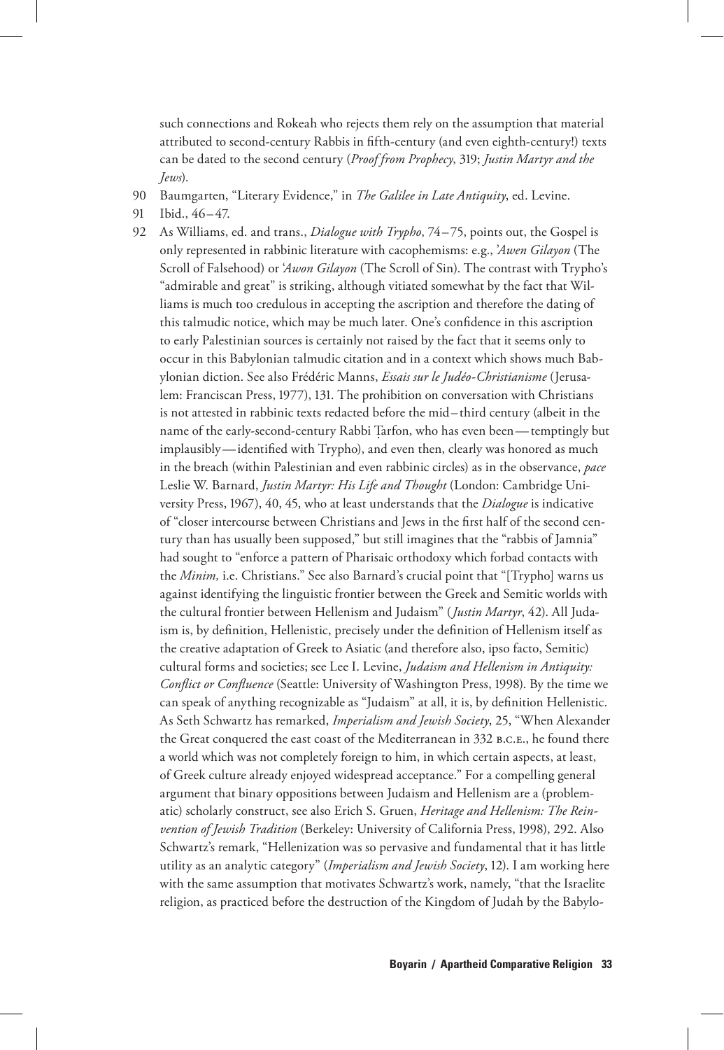such connections and Rokeah who rejects them rely on the assumption that material attributed to second-century Rabbis in fifth-century (and even eighth-century!) texts can be dated to the second century (*Proof from Prophecy*, 319; *Justin Martyr and the Jews*).

90 Baumgarten, "Literary Evidence," in *The Galilee in Late Antiquity*, ed. Levine.

91 Ibid., 46–47.

92 As Williams, ed. and trans., *Dialogue with Trypho*, 74–75, points out, the Gospel is only represented in rabbinic literature with cacophemisms: e.g., *'Awen Gilayon* (The Scroll of Falsehood) or *'Awon Gilayon* (The Scroll of Sin). The contrast with Trypho's "admirable and great" is striking, although vitiated somewhat by the fact that Williams is much too credulous in accepting the ascription and therefore the dating of this talmudic notice, which may be much later. One's confidence in this ascription to early Palestinian sources is certainly not raised by the fact that it seems only to occur in this Babylonian talmudic citation and in a context which shows much Babylonian diction. See also Frédéric Manns, *Essais sur le Judéo-Christianisme* (Jerusalem: Franciscan Press, 1977), 131. The prohibition on conversation with Christians is not attested in rabbinic texts redacted before the mid–third century (albeit in the name of the early-second-century Rabbi Ṭarfon, who has even been—temptingly but implausibly—identified with Trypho), and even then, clearly was honored as much in the breach (within Palestinian and even rabbinic circles) as in the observance, *pace* Leslie W. Barnard, *Justin Martyr: His Life and Thought* (London: Cambridge University Press, 1967), 40, 45, who at least understands that the *Dialogue* is indicative of "closer intercourse between Christians and Jews in the first half of the second century than has usually been supposed," but still imagines that the "rabbis of Jamnia" had sought to "enforce a pattern of Pharisaic orthodoxy which forbad contacts with the *Minim,* i.e. Christians." See also Barnard's crucial point that "[Trypho] warns us against identifying the linguistic frontier between the Greek and Semitic worlds with the cultural frontier between Hellenism and Judaism" (*Justin Martyr*, 42). All Judaism is, by definition, Hellenistic, precisely under the definition of Hellenism itself as the creative adaptation of Greek to Asiatic (and therefore also, ipso facto, Semitic) cultural forms and societies; see Lee I. Levine, *Judaism and Hellenism in Antiquity: Conflict or Confluence* (Seattle: University of Washington Press, 1998). By the time we can speak of anything recognizable as "Judaism" at all, it is, by definition Hellenistic. As Seth Schwartz has remarked, *Imperialism and Jewish Society*, 25, "When Alexander the Great conquered the east coast of the Mediterranean in 332 B.C.E., he found there a world which was not completely foreign to him, in which certain aspects, at least, of Greek culture already enjoyed widespread acceptance." For a compelling general argument that binary oppositions between Judaism and Hellenism are a (problematic) scholarly construct, see also Erich S. Gruen, *Heritage and Hellenism: The Reinvention of Jewish Tradition* (Berkeley: University of California Press, 1998), 292. Also Schwartz's remark, "Hellenization was so pervasive and fundamental that it has little utility as an analytic category" (*Imperialism and Jewish Society*, 12). I am working here with the same assumption that motivates Schwartz's work, namely, "that the Israelite religion, as practiced before the destruction of the Kingdom of Judah by the Babylo-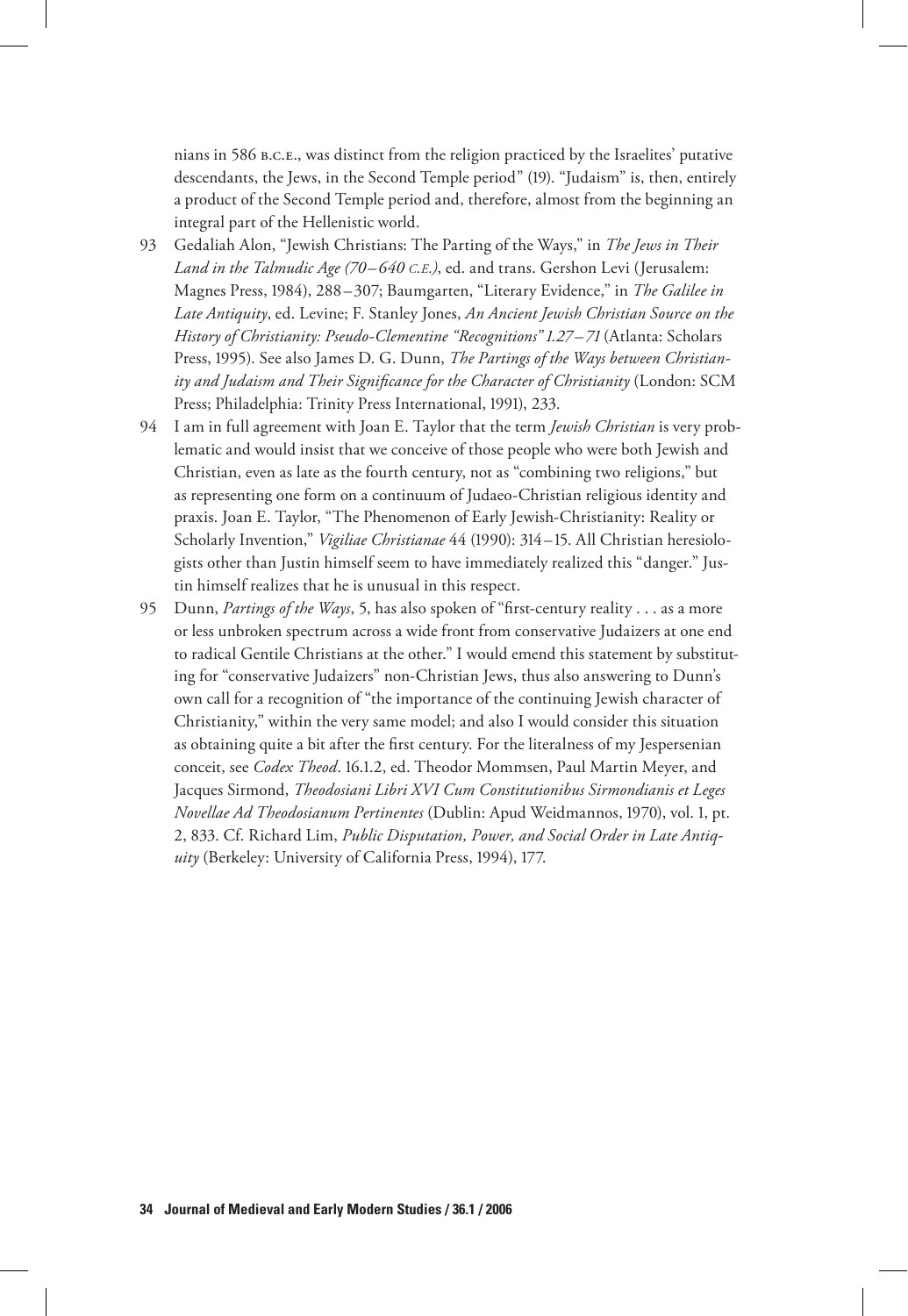nians in 586 B.C.E., was distinct from the religion practiced by the Israelites' putative descendants, the Jews, in the Second Temple period" (19). "Judaism" is, then, entirely a product of the Second Temple period and, therefore, almost from the beginning an integral part of the Hellenistic world.

93 Gedaliah Alon, "Jewish Christians: The Parting of the Ways," in *The Jews in Their Land in the Talmudic Age (70–640 C.E.)*, ed. and trans. Gershon Levi (Jerusalem: Magnes Press, 1984), 288–307; Baumgarten, "Literary Evidence," in *The Galilee in Late Antiquity*, ed. Levine; F. Stanley Jones, *An Ancient Jewish Christian Source on the History of Christianity: Pseudo-Clementine "Recognitions" 1.27–71* (Atlanta: Scholars Press, 1995). See also James D. G. Dunn, *The Partings of the Ways between Christianity and Judaism and Their Significance for the Character of Christianity* (London: SCM Press; Philadelphia: Trinity Press International, 1991), 233.

94 I am in full agreement with Joan E. Taylor that the term *Jewish Christian* is very problematic and would insist that we conceive of those people who were both Jewish and Christian, even as late as the fourth century, not as "combining two religions," but as representing one form on a continuum of Judaeo-Christian religious identity and praxis. Joan E. Taylor, "The Phenomenon of Early Jewish-Christianity: Reality or Scholarly Invention," *Vigiliae Christianae* 44 (1990): 314–15. All Christian heresiologists other than Justin himself seem to have immediately realized this "danger." Justin himself realizes that he is unusual in this respect.

95 Dunn, *Partings of the Ways*, 5, has also spoken of "first-century reality . . . as a more or less unbroken spectrum across a wide front from conservative Judaizers at one end to radical Gentile Christians at the other." I would emend this statement by substituting for "conservative Judaizers" non-Christian Jews, thus also answering to Dunn's own call for a recognition of "the importance of the continuing Jewish character of Christianity," within the very same model; and also I would consider this situation as obtaining quite a bit after the first century. For the literalness of my Jespersenian conceit, see *Codex Theod*. 16.1.2, ed. Theodor Mommsen, Paul Martin Meyer, and Jacques Sirmond, *Theodosiani Libri XVI Cum Constitutionibus Sirmondianis et Leges Novellae Ad Theodosianum Pertinentes* (Dublin: Apud Weidmannos, 1970), vol. 1, pt. 2, 833. Cf. Richard Lim, *Public Disputation, Power, and Social Order in Late Antiquity* (Berkeley: University of California Press, 1994), 177.